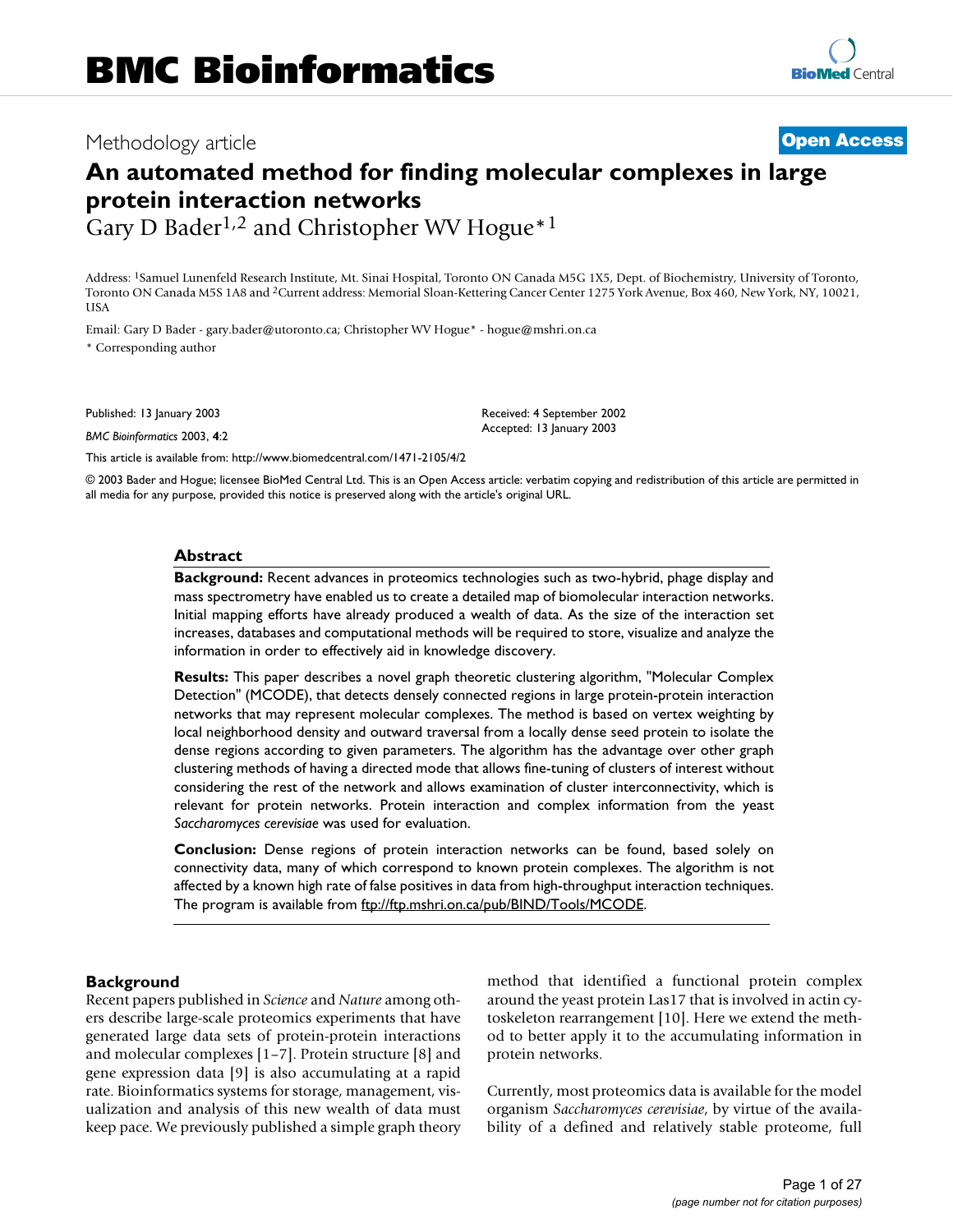Methodology article

**Open Access**

# An automated method for finding molecular complexes in large protein interaction networks

Gary D Bader[1,2] and Christopher WV Hogue*[1]

Address: [1]Samuel Lunenfeld Research Institute, Mt. Sinai Hospital, Toronto ON Canada M5G 1X5, Dept. of Biochemistry, University of Toronto, Toronto ON Canada M5S 1A8 and [2]Current address: Memorial Sloan-Kettering Cancer Center 1275 York Avenue, Box 460, New York, NY, 10021, USA

Email: Gary D Bader - gary.bader@utoronto.ca; Christopher WV Hogue* - hogue@mshri.on.ca

\* Corresponding author

Published: 13 January 2003

*BMC Bioinformatics* 2003, **4**:2

Received: 4 September 2002
Accepted: 13 January 2003

This article is available from: http://www.biomedcentral.com/1471-2105/4/2

© 2003 Bader and Hogue; licensee BioMed Central Ltd. This is an Open Access article: verbatim copying and redistribution of this article are permitted in all media for any purpose, provided this notice is preserved along with the article's original URL.

## Abstract

**Background:** Recent advances in proteomics technologies such as two-hybrid, phage display and mass spectrometry have enabled us to create a detailed map of biomolecular interaction networks. Initial mapping efforts have already produced a wealth of data. As the size of the interaction set increases, databases and computational methods will be required to store, visualize and analyze the information in order to effectively aid in knowledge discovery.

**Results:** This paper describes a novel graph theoretic clustering algorithm, "Molecular Complex Detection" (MCODE), that detects densely connected regions in large protein-protein interaction networks that may represent molecular complexes. The method is based on vertex weighting by local neighborhood density and outward traversal from a locally dense seed protein to isolate the dense regions according to given parameters. The algorithm has the advantage over other graph clustering methods of having a directed mode that allows fine-tuning of clusters of interest without considering the rest of the network and allows examination of cluster interconnectivity, which is relevant for protein networks. Protein interaction and complex information from the yeast *Saccharomyces cerevisiae* was used for evaluation.

**Conclusion:** Dense regions of protein interaction networks can be found, based solely on connectivity data, many of which correspond to known protein complexes. The algorithm is not affected by a known high rate of false positives in data from high-throughput interaction techniques. The program is available from ftp://ftp.mshri.on.ca/pub/BIND/Tools/MCODE.

## Background

Recent papers published in *Science* and *Nature* among others describe large-scale proteomics experiments that have generated large data sets of protein-protein interactions and molecular complexes [1–7]. Protein structure [8] and gene expression data [9] is also accumulating at a rapid rate. Bioinformatics systems for storage, management, visualization and analysis of this new wealth of data must keep pace. We previously published a simple graph theory method that identified a functional protein complex around the yeast protein Las17 that is involved in actin cytoskeleton rearrangement [10]. Here we extend the method to better apply it to the accumulating information in protein networks.

Currently, most proteomics data is available for the model organism *Saccharomyces cerevisiae*, by virtue of the availability of a defined and relatively stable proteome, full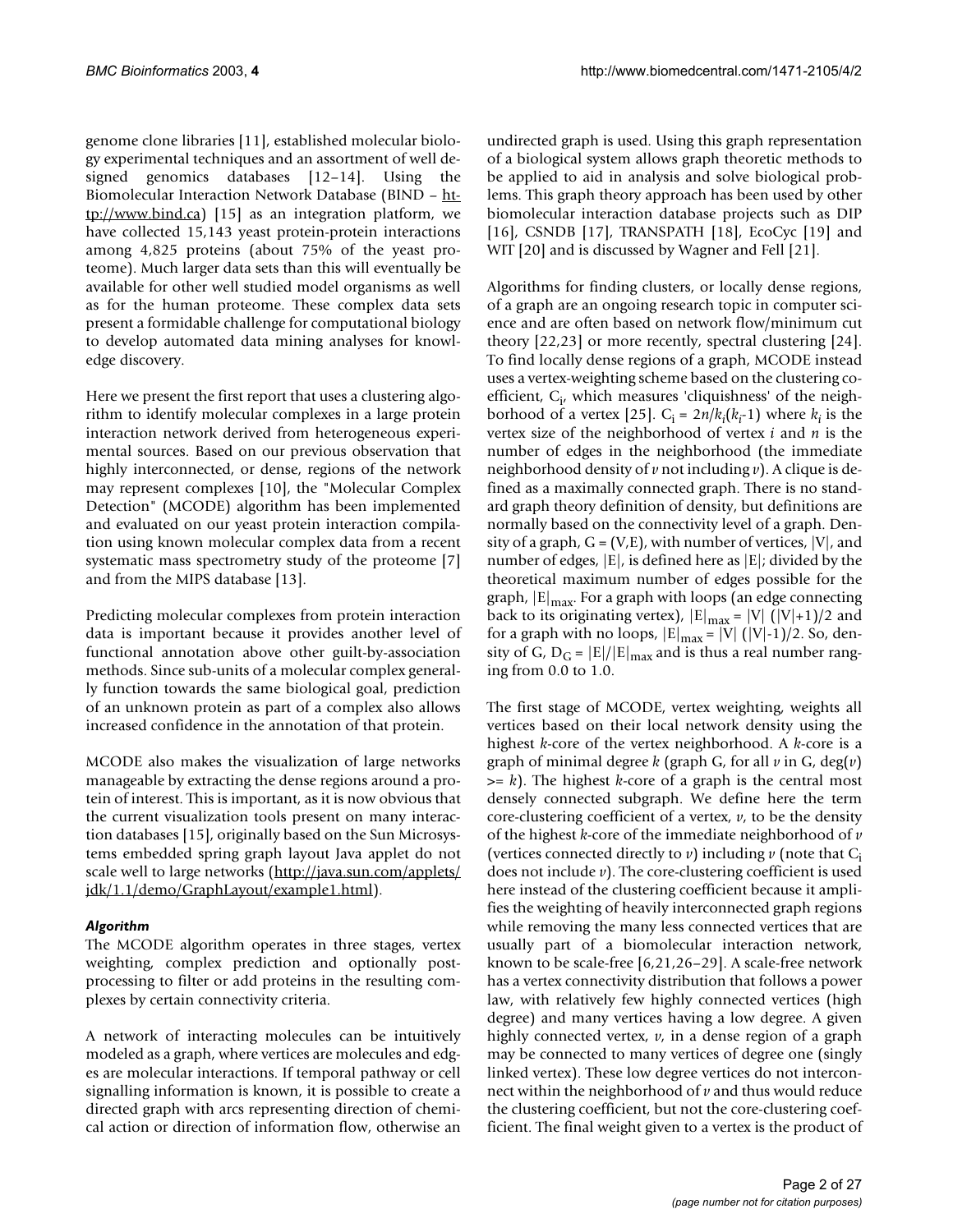genome clone libraries [11], established molecular biology experimental techniques and an assortment of well designed genomics databases [12–14]. Using the Biomolecular Interaction Network Database (BIND – http://www.bind.ca) [15] as an integration platform, we have collected 15,143 yeast protein-protein interactions among 4,825 proteins (about 75% of the yeast proteome). Much larger data sets than this will eventually be available for other well studied model organisms as well as for the human proteome. These complex data sets present a formidable challenge for computational biology to develop automated data mining analyses for knowledge discovery.

Here we present the first report that uses a clustering algorithm to identify molecular complexes in a large protein interaction network derived from heterogeneous experimental sources. Based on our previous observation that highly interconnected, or dense, regions of the network may represent complexes [10], the "Molecular Complex Detection" (MCODE) algorithm has been implemented and evaluated on our yeast protein interaction compilation using known molecular complex data from a recent systematic mass spectrometry study of the proteome [7] and from the MIPS database [13].

Predicting molecular complexes from protein interaction data is important because it provides another level of functional annotation above other guilt-by-association methods. Since sub-units of a molecular complex generally function towards the same biological goal, prediction of an unknown protein as part of a complex also allows increased confidence in the annotation of that protein.

MCODE also makes the visualization of large networks manageable by extracting the dense regions around a protein of interest. This is important, as it is now obvious that the current visualization tools present on many interaction databases [15], originally based on the Sun Microsystems embedded spring graph layout Java applet do not scale well to large networks (http://java.sun.com/applets/jdk/1.1/demo/GraphLayout/example1.html).

### *Algorithm*

The MCODE algorithm operates in three stages, vertex weighting, complex prediction and optionally post-processing to filter or add proteins in the resulting complexes by certain connectivity criteria.

A network of interacting molecules can be intuitively modeled as a graph, where vertices are molecules and edges are molecular interactions. If temporal pathway or cell signalling information is known, it is possible to create a directed graph with arcs representing direction of chemical action or direction of information flow, otherwise an undirected graph is used. Using this graph representation of a biological system allows graph theoretic methods to be applied to aid in analysis and solve biological problems. This graph theory approach has been used by other biomolecular interaction database projects such as DIP [16], CSNDB [17], TRANSPATH [18], EcoCyc [19] and WIT [20] and is discussed by Wagner and Fell [21].

Algorithms for finding clusters, or locally dense regions, of a graph are an ongoing research topic in computer science and are often based on network flow/minimum cut theory [22,23] or more recently, spectral clustering [24]. To find locally dense regions of a graph, MCODE instead uses a vertex-weighting scheme based on the clustering coefficient, $C_i$, which measures 'cliquishness' of the neighborhood of a vertex [25]. $C_i = 2n/k_i(k_i-1)$ where $k_i$ is the vertex size of the neighborhood of vertex $i$ and $n$ is the number of edges in the neighborhood (the immediate neighborhood density of $v$ not including $v$). A clique is defined as a maximally connected graph. There is no standard graph theory definition of density, but definitions are normally based on the connectivity level of a graph. Density of a graph, $G = (V,E)$, with number of vertices, $|V|$, and number of edges, $|E|$, is defined here as $|E|$; divided by the theoretical maximum number of edges possible for the graph, $|E|_{max}$. For a graph with loops (an edge connecting back to its originating vertex), $|E|_{max} = |V|(|V|+1)/2$ and for a graph with no loops, $|E|_{max} = |V|(|V|-1)/2$. So, density of G, $D_G = |E|/|E|_{max}$ and is thus a real number ranging from 0.0 to 1.0.

The first stage of MCODE, vertex weighting, weights all vertices based on their local network density using the highest $k$-core of the vertex neighborhood. A $k$-core is a graph of minimal degree $k$ (graph G, for all $v$ in G, $\deg(v) >= k$). The highest $k$-core of a graph is the central most densely connected subgraph. We define here the term core-clustering coefficient of a vertex, $v$, to be the density of the highest $k$-core of the immediate neighborhood of $v$ (vertices connected directly to $v$) including $v$ (note that $C_i$ does not include $v$). The core-clustering coefficient is used here instead of the clustering coefficient because it amplifies the weighting of heavily interconnected graph regions while removing the many less connected vertices that are usually part of a biomolecular interaction network, known to be scale-free [6,21,26–29]. A scale-free network has a vertex connectivity distribution that follows a power law, with relatively few highly connected vertices (high degree) and many vertices having a low degree. A given highly connected vertex, $v$, in a dense region of a graph may be connected to many vertices of degree one (singly linked vertex). These low degree vertices do not interconnect within the neighborhood of $v$ and thus would reduce the clustering coefficient, but not the core-clustering coefficient. The final weight given to a vertex is the product of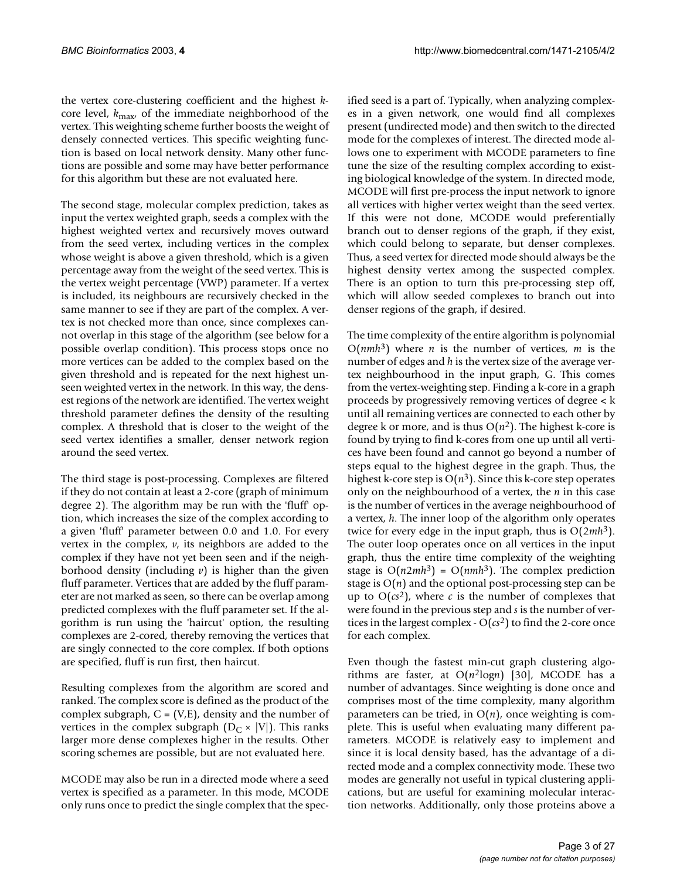the vertex core-clustering coefficient and the highest *k*-core level, $k_{max}$, of the immediate neighborhood of the vertex. This weighting scheme further boosts the weight of densely connected vertices. This specific weighting function is based on local network density. Many other functions are possible and some may have better performance for this algorithm but these are not evaluated here.

The second stage, molecular complex prediction, takes as input the vertex weighted graph, seeds a complex with the highest weighted vertex and recursively moves outward from the seed vertex, including vertices in the complex whose weight is above a given threshold, which is a given percentage away from the weight of the seed vertex. This is the vertex weight percentage (VWP) parameter. If a vertex is included, its neighbours are recursively checked in the same manner to see if they are part of the complex. A vertex is not checked more than once, since complexes cannot overlap in this stage of the algorithm (see below for a possible overlap condition). This process stops once no more vertices can be added to the complex based on the given threshold and is repeated for the next highest unseen weighted vertex in the network. In this way, the densest regions of the network are identified. The vertex weight threshold parameter defines the density of the resulting complex. A threshold that is closer to the weight of the seed vertex identifies a smaller, denser network region around the seed vertex.

The third stage is post-processing. Complexes are filtered if they do not contain at least a 2-core (graph of minimum degree 2). The algorithm may be run with the 'fluff' option, which increases the size of the complex according to a given 'fluff' parameter between 0.0 and 1.0. For every vertex in the complex, *v*, its neighbors are added to the complex if they have not yet been seen and if the neighborhood density (including *v*) is higher than the given fluff parameter. Vertices that are added by the fluff parameter are not marked as seen, so there can be overlap among predicted complexes with the fluff parameter set. If the algorithm is run using the 'haircut' option, the resulting complexes are 2-cored, thereby removing the vertices that are singly connected to the core complex. If both options are specified, fluff is run first, then haircut.

Resulting complexes from the algorithm are scored and ranked. The complex score is defined as the product of the complex subgraph, C = (V,E), density and the number of vertices in the complex subgraph ($D_C \times |V|$). This ranks larger more dense complexes higher in the results. Other scoring schemes are possible, but are not evaluated here.

MCODE may also be run in a directed mode where a seed vertex is specified as a parameter. In this mode, MCODE only runs once to predict the single complex that the specified seed is a part of. Typically, when analyzing complexes in a given network, one would find all complexes present (undirected mode) and then switch to the directed mode for the complexes of interest. The directed mode allows one to experiment with MCODE parameters to fine tune the size of the resulting complex according to existing biological knowledge of the system. In directed mode, MCODE will first pre-process the input network to ignore all vertices with higher vertex weight than the seed vertex. If this were not done, MCODE would preferentially branch out to denser regions of the graph, if they exist, which could belong to separate, but denser complexes. Thus, a seed vertex for directed mode should always be the highest density vertex among the suspected complex. There is an option to turn this pre-processing step off, which will allow seeded complexes to branch out into denser regions of the graph, if desired.

The time complexity of the entire algorithm is polynomial $O(nmh^3)$ where *n* is the number of vertices, *m* is the number of edges and *h* is the vertex size of the average vertex neighbourhood in the input graph, G. This comes from the vertex-weighting step. Finding a k-core in a graph proceeds by progressively removing vertices of degree < k until all remaining vertices are connected to each other by degree k or more, and is thus $O(n^2)$. The highest k-core is found by trying to find k-cores from one up until all vertices have been found and cannot go beyond a number of steps equal to the highest degree in the graph. Thus, the highest k-core step is $O(n^3)$. Since this k-core step operates only on the neighbourhood of a vertex, the *n* in this case is the number of vertices in the average neighbourhood of a vertex, *h*. The inner loop of the algorithm only operates twice for every edge in the input graph, thus is $O(2mh^3)$. The outer loop operates once on all vertices in the input graph, thus the entire time complexity of the weighting stage is $O(n2mh^3) = O(nmh^3)$. The complex prediction stage is $O(n)$ and the optional post-processing step can be up to $O(cs^2)$, where *c* is the number of complexes that were found in the previous step and *s* is the number of vertices in the largest complex - $O(cs^2)$ to find the 2-core once for each complex.

Even though the fastest min-cut graph clustering algorithms are faster, at $O(n^2 \log n)$ [30], MCODE has a number of advantages. Since weighting is done once and comprises most of the time complexity, many algorithm parameters can be tried, in $O(n)$, once weighting is complete. This is useful when evaluating many different parameters. MCODE is relatively easy to implement and since it is local density based, has the advantage of a directed mode and a complex connectivity mode. These two modes are generally not useful in typical clustering applications, but are useful for examining molecular interaction networks. Additionally, only those proteins above a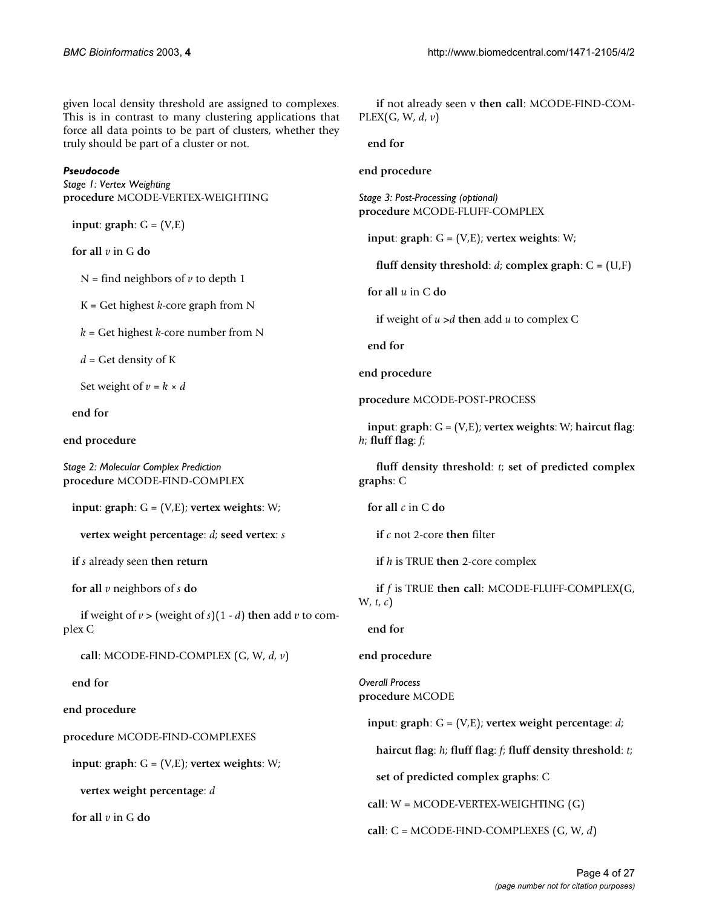given local density threshold are assigned to complexes. This is in contrast to many clustering applications that force all data points to be part of clusters, whether they truly should be part of a cluster or not.

#### *Pseudocode*

*Stage 1: Vertex Weighting*

**procedure** MCODE-VERTEX-WEIGHTING

  **input**: **graph**: G = (V,E)

  **for all** *v* in G **do**

    N = find neighbors of *v* to depth 1

    K = Get highest *k*-core graph from N

    *k* = Get highest *k*-core number from N

    *d* = Get density of K

    Set weight of $v = k \times d$

  **end for**

**end procedure**

*Stage 2: Molecular Complex Prediction*

**procedure** MCODE-FIND-COMPLEX

  **input**: **graph**: G = (V,E); **vertex weights**: W;

    **vertex weight percentage**: *d*; **seed vertex**: *s*

  **if** *s* already seen **then return**

  **for all** *v* neighbors of *s* **do**

    **if** weight of $v >$ (weight of *s*)$(1 - d)$ **then** add *v* to complex C

    **call**: MCODE-FIND-COMPLEX (G, W, *d*, *v*)

  **end for**

**end procedure**

**procedure** MCODE-FIND-COMPLEXES

  **input**: **graph**: G = (V,E); **vertex weights**: W;

    **vertex weight percentage**: *d*

  **for all** *v* in G **do**

    **if** not already seen v **then call**: MCODE-FIND-COMPLEX(G, W, *d*, *v*)

  **end for**

**end procedure**

*Stage 3: Post-Processing (optional)*

**procedure** MCODE-FLUFF-COMPLEX

  **input**: **graph**: G = (V,E); **vertex weights**: W;

    **fluff density threshold**: *d*; **complex graph**: C = (U,F)

  **for all** *u* in C **do**

    **if** weight of $u > d$ **then** add *u* to complex C

  **end for**

**end procedure**

**procedure** MCODE-POST-PROCESS

  **input**: **graph**: G = (V,E); **vertex weights**: W; **haircut flag**: *h*; **fluff flag**: *f*;

    **fluff density threshold**: *t*; **set of predicted complex graphs**: C

  **for all** *c* in C **do**

    **if** *c* not 2-core **then** filter

    **if** *h* is TRUE **then** 2-core complex

    **if** *f* is TRUE **then call**: MCODE-FLUFF-COMPLEX(G, W, *t*, *c*)

  **end for**

**end procedure**

*Overall Process*

**procedure** MCODE

  **input**: **graph**: G = (V,E); **vertex weight percentage**: *d*;

    **haircut flag**: *h*; **fluff flag**: *f*; **fluff density threshold**: *t*;

    **set of predicted complex graphs**: C

  **call**: W = MCODE-VERTEX-WEIGHTING (G)

  **call**: C = MCODE-FIND-COMPLEXES (G, W, *d*)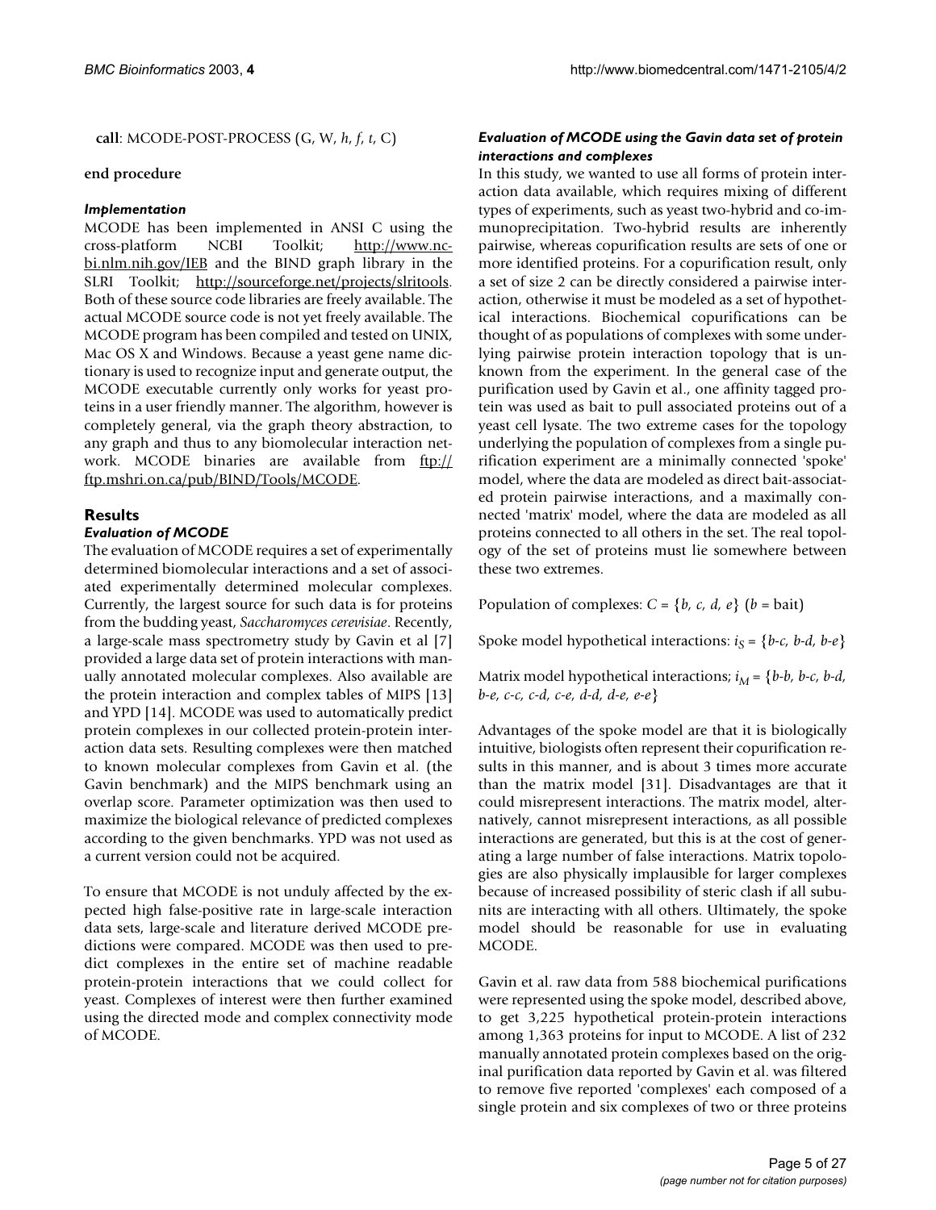**call**: MCODE-POST-PROCESS (G, W, *h*, *f*, *t*, C)

**end procedure**

### *Implementation*

MCODE has been implemented in ANSI C using the cross-platform NCBI Toolkit; http://www.ncbi.nlm.nih.gov/IEB and the BIND graph library in the SLRI Toolkit; http://sourceforge.net/projects/slritools. Both of these source code libraries are freely available. The actual MCODE source code is not yet freely available. The MCODE program has been compiled and tested on UNIX, Mac OS X and Windows. Because a yeast gene name dictionary is used to recognize input and generate output, the MCODE executable currently only works for yeast proteins in a user friendly manner. The algorithm, however is completely general, via the graph theory abstraction, to any graph and thus to any biomolecular interaction network. MCODE binaries are available from ftp://ftp.mshri.on.ca/pub/BIND/Tools/MCODE.

## Results

### *Evaluation of MCODE*

The evaluation of MCODE requires a set of experimentally determined biomolecular interactions and a set of associated experimentally determined molecular complexes. Currently, the largest source for such data is for proteins from the budding yeast, *Saccharomyces cerevisiae*. Recently, a large-scale mass spectrometry study by Gavin et al [7] provided a large data set of protein interactions with manually annotated molecular complexes. Also available are the protein interaction and complex tables of MIPS [13] and YPD [14]. MCODE was used to automatically predict protein complexes in our collected protein-protein interaction data sets. Resulting complexes were then matched to known molecular complexes from Gavin et al. (the Gavin benchmark) and the MIPS benchmark using an overlap score. Parameter optimization was then used to maximize the biological relevance of predicted complexes according to the given benchmarks. YPD was not used as a current version could not be acquired.

To ensure that MCODE is not unduly affected by the expected high false-positive rate in large-scale interaction data sets, large-scale and literature derived MCODE predictions were compared. MCODE was then used to predict complexes in the entire set of machine readable protein-protein interactions that we could collect for yeast. Complexes of interest were then further examined using the directed mode and complex connectivity mode of MCODE.

### *Evaluation of MCODE using the Gavin data set of protein interactions and complexes*

In this study, we wanted to use all forms of protein interaction data available, which requires mixing of different types of experiments, such as yeast two-hybrid and co-immunoprecipitation. Two-hybrid results are inherently pairwise, whereas copurification results are sets of one or more identified proteins. For a copurification result, only a set of size 2 can be directly considered a pairwise interaction, otherwise it must be modeled as a set of hypothetical interactions. Biochemical copurifications can be thought of as populations of complexes with some underlying pairwise protein interaction topology that is unknown from the experiment. In the general case of the purification used by Gavin et al., one affinity tagged protein was used as bait to pull associated proteins out of a yeast cell lysate. The two extreme cases for the topology underlying the population of complexes from a single purification experiment are a minimally connected 'spoke' model, where the data are modeled as direct bait-associated protein pairwise interactions, and a maximally connected 'matrix' model, where the data are modeled as all proteins connected to all others in the set. The real topology of the set of proteins must lie somewhere between these two extremes.

Population of complexes: $C = \{b, c, d, e\}$ ($b$ = bait)

Spoke model hypothetical interactions: $i_S = \{b\text{-}c, b\text{-}d, b\text{-}e\}$

Matrix model hypothetical interactions; $i_M = \{b\text{-}b, b\text{-}c, b\text{-}d, b\text{-}e, c\text{-}c, c\text{-}d, c\text{-}e, d\text{-}d, d\text{-}e, e\text{-}e\}$

Advantages of the spoke model are that it is biologically intuitive, biologists often represent their copurification results in this manner, and is about 3 times more accurate than the matrix model [31]. Disadvantages are that it could misrepresent interactions. The matrix model, alternatively, cannot misrepresent interactions, as all possible interactions are generated, but this is at the cost of generating a large number of false interactions. Matrix topologies are also physically implausible for larger complexes because of increased possibility of steric clash if all subunits are interacting with all others. Ultimately, the spoke model should be reasonable for use in evaluating MCODE.

Gavin et al. raw data from 588 biochemical purifications were represented using the spoke model, described above, to get 3,225 hypothetical protein-protein interactions among 1,363 proteins for input to MCODE. A list of 232 manually annotated protein complexes based on the original purification data reported by Gavin et al. was filtered to remove five reported 'complexes' each composed of a single protein and six complexes of two or three proteins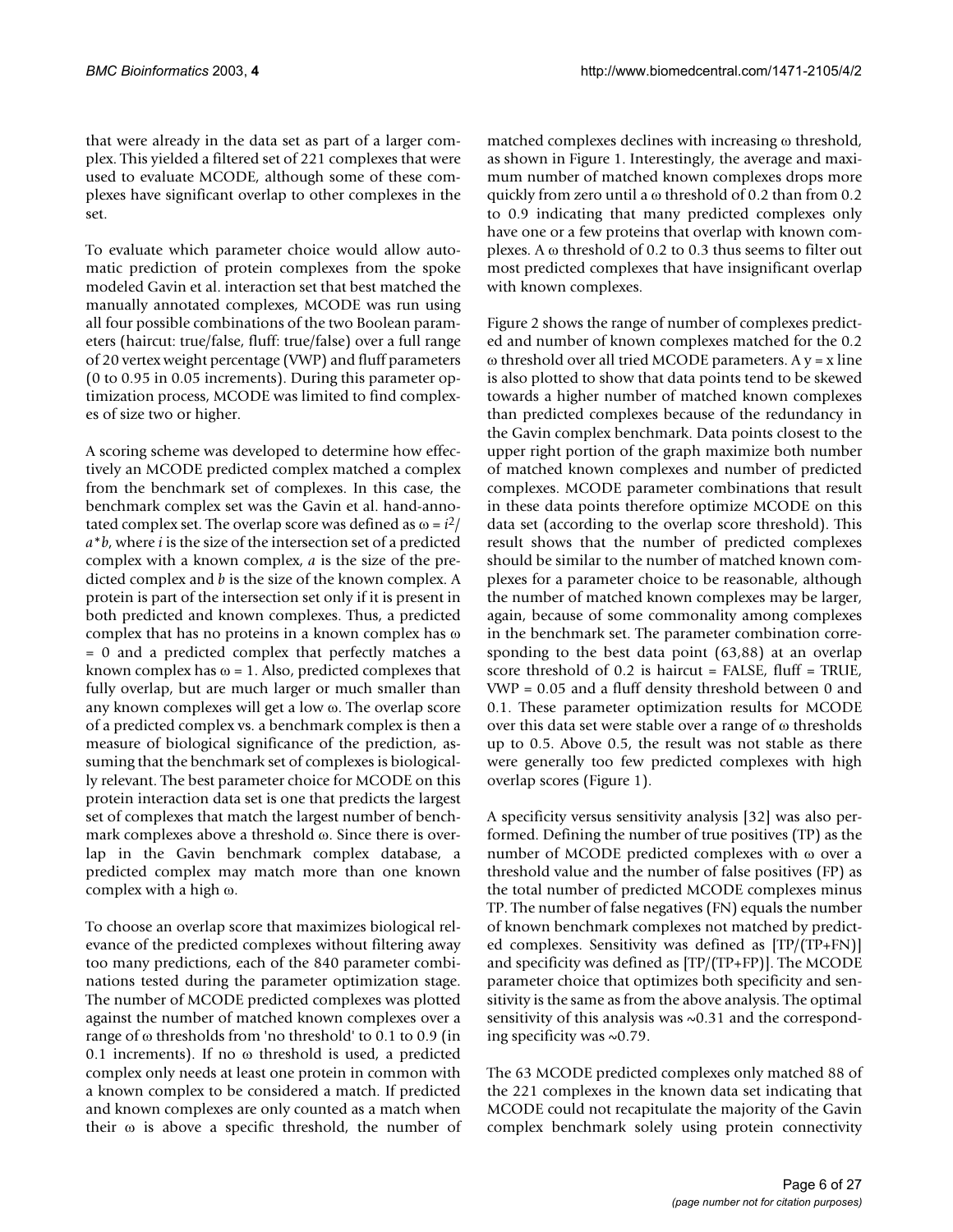that were already in the data set as part of a larger complex. This yielded a filtered set of 221 complexes that were used to evaluate MCODE, although some of these complexes have significant overlap to other complexes in the set.

To evaluate which parameter choice would allow automatic prediction of protein complexes from the spoke modeled Gavin et al. interaction set that best matched the manually annotated complexes, MCODE was run using all four possible combinations of the two Boolean parameters (haircut: true/false, fluff: true/false) over a full range of 20 vertex weight percentage (VWP) and fluff parameters (0 to 0.95 in 0.05 increments). During this parameter optimization process, MCODE was limited to find complexes of size two or higher.

A scoring scheme was developed to determine how effectively an MCODE predicted complex matched a complex from the benchmark set of complexes. In this case, the benchmark complex set was the Gavin et al. hand-annotated complex set. The overlap score was defined as $\omega = i^2/a*b$, where $i$ is the size of the intersection set of a predicted complex with a known complex, $a$ is the size of the predicted complex and $b$ is the size of the known complex. A protein is part of the intersection set only if it is present in both predicted and known complexes. Thus, a predicted complex that has no proteins in a known complex has $\omega = 0$ and a predicted complex that perfectly matches a known complex has $\omega = 1$. Also, predicted complexes that fully overlap, but are much larger or much smaller than any known complexes will get a low $\omega$. The overlap score of a predicted complex vs. a benchmark complex is then a measure of biological significance of the prediction, assuming that the benchmark set of complexes is biologically relevant. The best parameter choice for MCODE on this protein interaction data set is one that predicts the largest set of complexes that match the largest number of benchmark complexes above a threshold $\omega$. Since there is overlap in the Gavin benchmark complex database, a predicted complex may match more than one known complex with a high $\omega$.

To choose an overlap score that maximizes biological relevance of the predicted complexes without filtering away too many predictions, each of the 840 parameter combinations tested during the parameter optimization stage. The number of MCODE predicted complexes was plotted against the number of matched known complexes over a range of $\omega$ thresholds from 'no threshold' to 0.1 to 0.9 (in 0.1 increments). If no $\omega$ threshold is used, a predicted complex only needs at least one protein in common with a known complex to be considered a match. If predicted and known complexes are only counted as a match when their $\omega$ is above a specific threshold, the number of matched complexes declines with increasing $\omega$ threshold, as shown in Figure 1. Interestingly, the average and maximum number of matched known complexes drops more quickly from zero until a $\omega$ threshold of 0.2 than from 0.2 to 0.9 indicating that many predicted complexes only have one or a few proteins that overlap with known complexes. A $\omega$ threshold of 0.2 to 0.3 thus seems to filter out most predicted complexes that have insignificant overlap with known complexes.

Figure 2 shows the range of number of complexes predicted and number of known complexes matched for the 0.2 $\omega$ threshold over all tried MCODE parameters. A $y = x$ line is also plotted to show that data points tend to be skewed towards a higher number of matched known complexes than predicted complexes because of the redundancy in the Gavin complex benchmark. Data points closest to the upper right portion of the graph maximize both number of matched known complexes and number of predicted complexes. MCODE parameter combinations that result in these data points therefore optimize MCODE on this data set (according to the overlap score threshold). This result shows that the number of predicted complexes should be similar to the number of matched known complexes for a parameter choice to be reasonable, although the number of matched known complexes may be larger, again, because of some commonality among complexes in the benchmark set. The parameter combination corresponding to the best data point (63,88) at an overlap score threshold of 0.2 is haircut = FALSE, fluff = TRUE, VWP = 0.05 and a fluff density threshold between 0 and 0.1. These parameter optimization results for MCODE over this data set were stable over a range of $\omega$ thresholds up to 0.5. Above 0.5, the result was not stable as there were generally too few predicted complexes with high overlap scores (Figure 1).

A specificity versus sensitivity analysis [32] was also performed. Defining the number of true positives (TP) as the number of MCODE predicted complexes with $\omega$ over a threshold value and the number of false positives (FP) as the total number of predicted MCODE complexes minus TP. The number of false negatives (FN) equals the number of known benchmark complexes not matched by predicted complexes. Sensitivity was defined as $[TP/(TP+FN)]$ and specificity was defined as $[TP/(TP+FP)]$. The MCODE parameter choice that optimizes both specificity and sensitivity is the same as from the above analysis. The optimal sensitivity of this analysis was ~0.31 and the corresponding specificity was ~0.79.

The 63 MCODE predicted complexes only matched 88 of the 221 complexes in the known data set indicating that MCODE could not recapitulate the majority of the Gavin complex benchmark solely using protein connectivity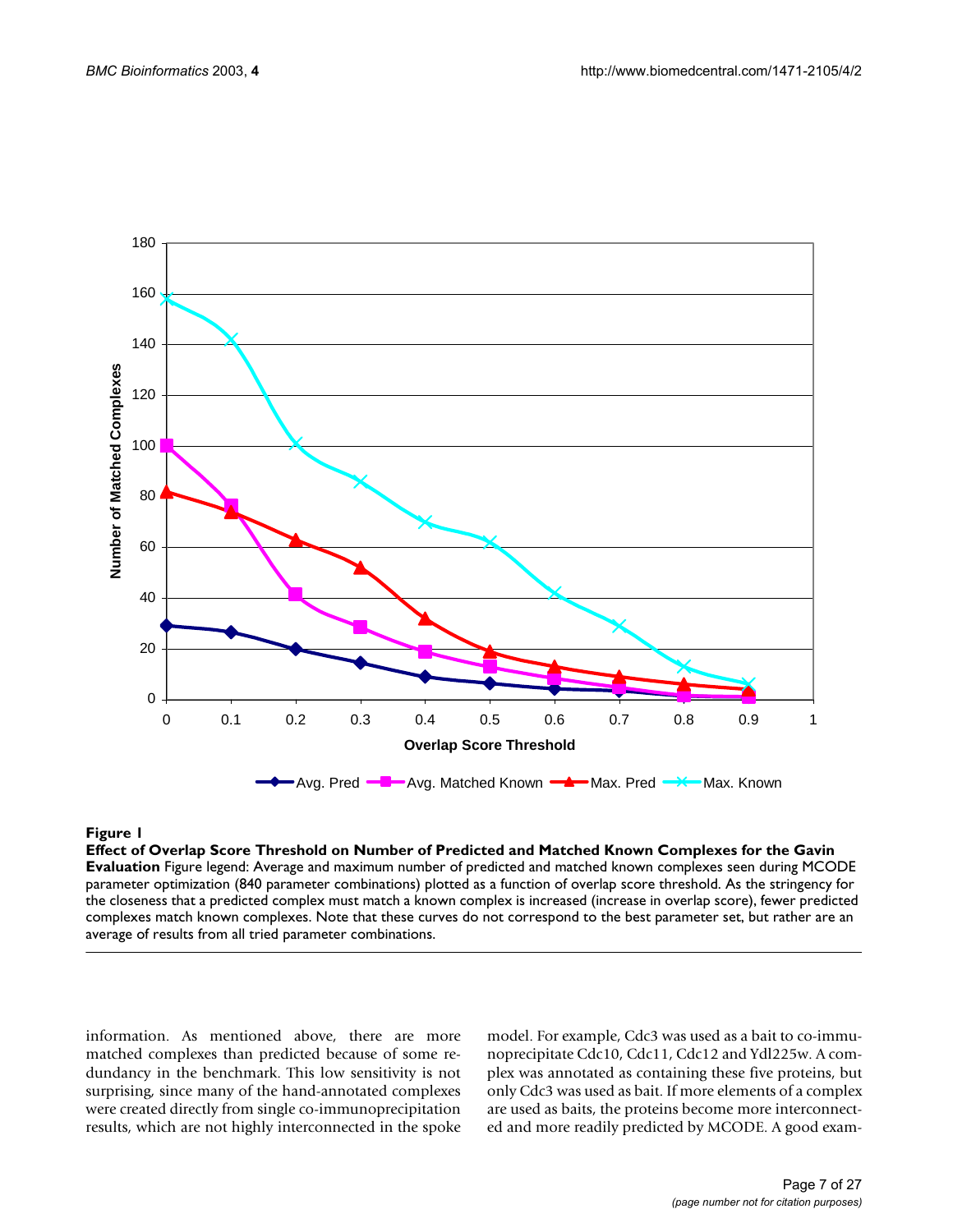**Figure 1**

**Effect of Overlap Score Threshold on Number of Predicted and Matched Known Complexes for the Gavin Evaluation** Figure legend: Average and maximum number of predicted and matched known complexes seen during MCODE parameter optimization (840 parameter combinations) plotted as a function of overlap score threshold. As the stringency for the closeness that a predicted complex must match a known complex is increased (increase in overlap score), fewer predicted complexes match known complexes. Note that these curves do not correspond to the best parameter set, but rather are an average of results from all tried parameter combinations.

information. As mentioned above, there are more matched complexes than predicted because of some redundancy in the benchmark. This low sensitivity is not surprising, since many of the hand-annotated complexes were created directly from single co-immunoprecipitation results, which are not highly interconnected in the spoke model. For example, Cdc3 was used as a bait to co-immunoprecipitate Cdc10, Cdc11, Cdc12 and Ydl225w. A complex was annotated as containing these five proteins, but only Cdc3 was used as bait. If more elements of a complex are used as baits, the proteins become more interconnected and more readily predicted by MCODE. A good exam-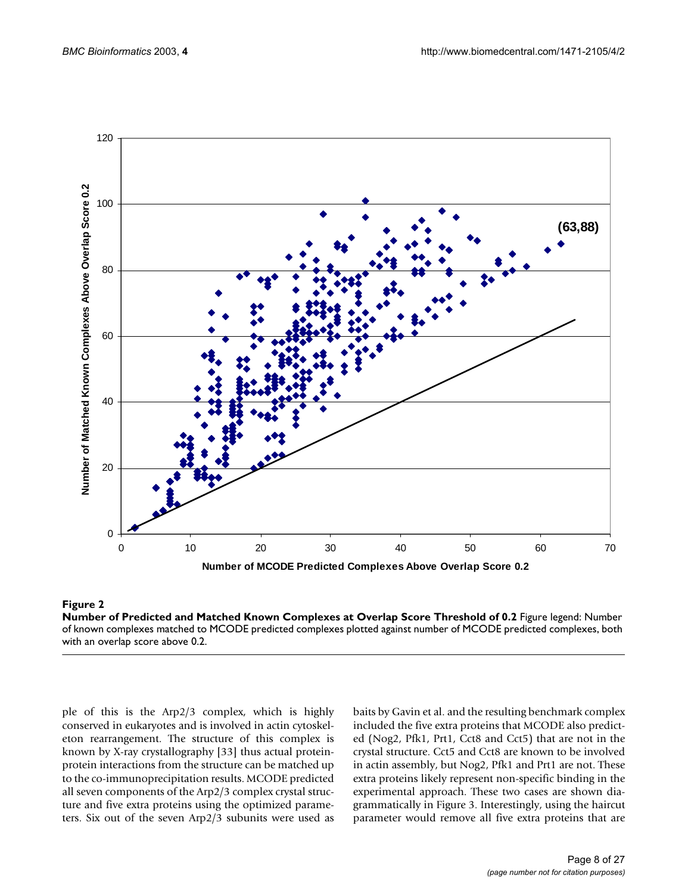**Figure 2**

**Number of Predicted and Matched Known Complexes at Overlap Score Threshold of 0.2** Figure legend: Number of known complexes matched to MCODE predicted complexes plotted against number of MCODE predicted complexes, both with an overlap score above 0.2.

ple of this is the Arp2/3 complex, which is highly conserved in eukaryotes and is involved in actin cytoskeleton rearrangement. The structure of this complex is known by X-ray crystallography [33] thus actual protein-protein interactions from the structure can be matched up to the co-immunoprecipitation results. MCODE predicted all seven components of the Arp2/3 complex crystal structure and five extra proteins using the optimized parameters. Six out of the seven Arp2/3 subunits were used as baits by Gavin et al. and the resulting benchmark complex included the five extra proteins that MCODE also predicted (Nog2, Pfk1, Prt1, Cct8 and Cct5) that are not in the crystal structure. Cct5 and Cct8 are known to be involved in actin assembly, but Nog2, Pfk1 and Prt1 are not. These extra proteins likely represent non-specific binding in the experimental approach. These two cases are shown diagrammatically in Figure 3. Interestingly, using the haircut parameter would remove all five extra proteins that are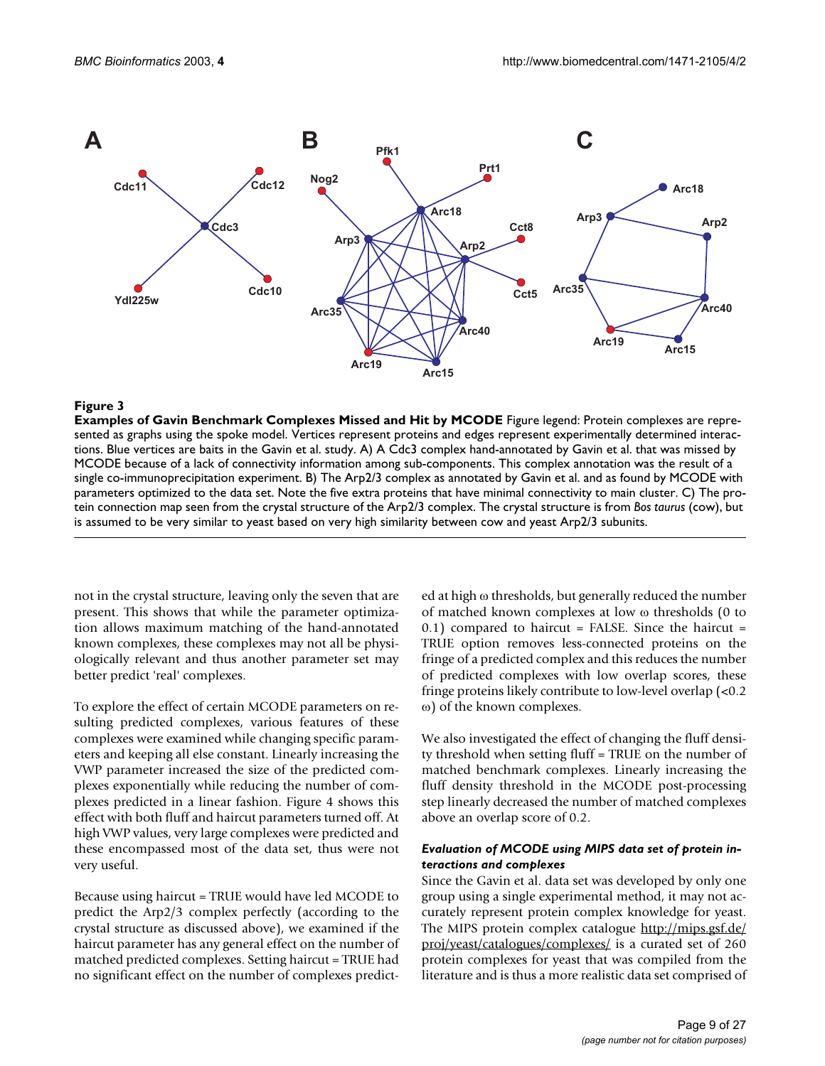**Figure 3**

**Examples of Gavin Benchmark Complexes Missed and Hit by MCODE** Figure legend: Protein complexes are represented as graphs using the spoke model. Vertices represent proteins and edges represent experimentally determined interactions. Blue vertices are baits in the Gavin et al. study. A) A Cdc3 complex hand-annotated by Gavin et al. that was missed by MCODE because of a lack of connectivity information among sub-components. This complex annotation was the result of a single co-immunoprecipitation experiment. B) The Arp2/3 complex as annotated by Gavin et al. and as found by MCODE with parameters optimized to the data set. Note the five extra proteins that have minimal connectivity to main cluster. C) The protein connection map seen from the crystal structure of the Arp2/3 complex. The crystal structure is from *Bos taurus* (cow), but is assumed to be very similar to yeast based on very high similarity between cow and yeast Arp2/3 subunits.

not in the crystal structure, leaving only the seven that are present. This shows that while the parameter optimization allows maximum matching of the hand-annotated known complexes, these complexes may not all be physiologically relevant and thus another parameter set may better predict 'real' complexes.

To explore the effect of certain MCODE parameters on resulting predicted complexes, various features of these complexes were examined while changing specific parameters and keeping all else constant. Linearly increasing the VWP parameter increased the size of the predicted complexes exponentially while reducing the number of complexes predicted in a linear fashion. Figure 4 shows this effect with both fluff and haircut parameters turned off. At high VWP values, very large complexes were predicted and these encompassed most of the data set, thus were not very useful.

Because using haircut = TRUE would have led MCODE to predict the Arp2/3 complex perfectly (according to the crystal structure as discussed above), we examined if the haircut parameter has any general effect on the number of matched predicted complexes. Setting haircut = TRUE had no significant effect on the number of complexes predicted at high ω thresholds, but generally reduced the number of matched known complexes at low ω thresholds (0 to 0.1) compared to haircut = FALSE. Since the haircut = TRUE option removes less-connected proteins on the fringe of a predicted complex and this reduces the number of predicted complexes with low overlap scores, these fringe proteins likely contribute to low-level overlap (<0.2 ω) of the known complexes.

We also investigated the effect of changing the fluff density threshold when setting fluff = TRUE on the number of matched benchmark complexes. Linearly increasing the fluff density threshold in the MCODE post-processing step linearly decreased the number of matched complexes above an overlap score of 0.2.

### *Evaluation of MCODE using MIPS data set of protein interactions and complexes*

Since the Gavin et al. data set was developed by only one group using a single experimental method, it may not accurately represent protein complex knowledge for yeast. The MIPS protein complex catalogue http://mips.gsf.de/proj/yeast/catalogues/complexes/ is a curated set of 260 protein complexes for yeast that was compiled from the literature and is thus a more realistic data set comprised of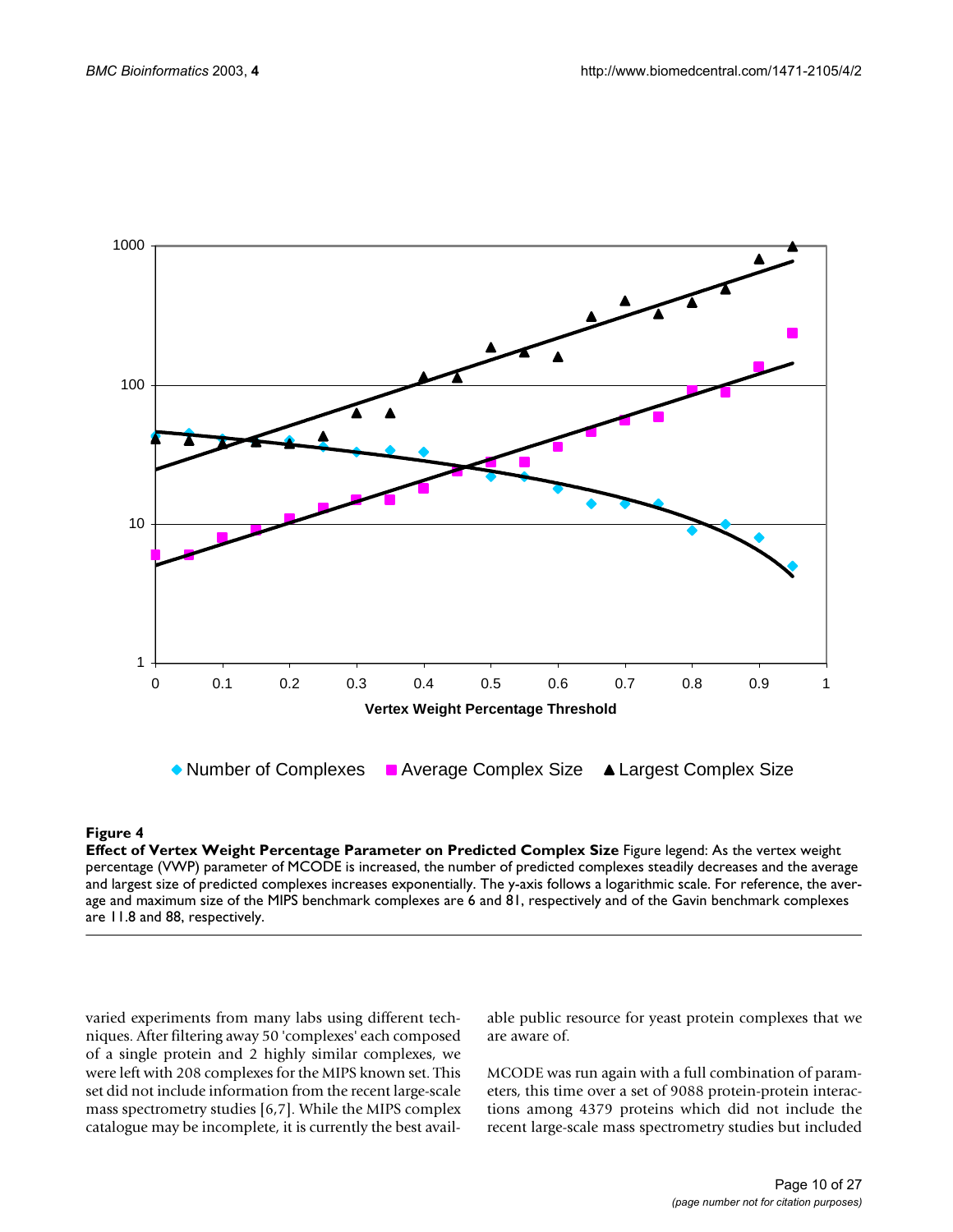**Figure 4**

**Effect of Vertex Weight Percentage Parameter on Predicted Complex Size** Figure legend: As the vertex weight percentage (VWP) parameter of MCODE is increased, the number of predicted complexes steadily decreases and the average and largest size of predicted complexes increases exponentially. The y-axis follows a logarithmic scale. For reference, the average and maximum size of the MIPS benchmark complexes are 6 and 81, respectively and of the Gavin benchmark complexes are 11.8 and 88, respectively.

varied experiments from many labs using different techniques. After filtering away 50 'complexes' each composed of a single protein and 2 highly similar complexes, we were left with 208 complexes for the MIPS known set. This set did not include information from the recent large-scale mass spectrometry studies [6,7]. While the MIPS complex catalogue may be incomplete, it is currently the best available public resource for yeast protein complexes that we are aware of.

MCODE was run again with a full combination of parameters, this time over a set of 9088 protein-protein interactions among 4379 proteins which did not include the recent large-scale mass spectrometry studies but included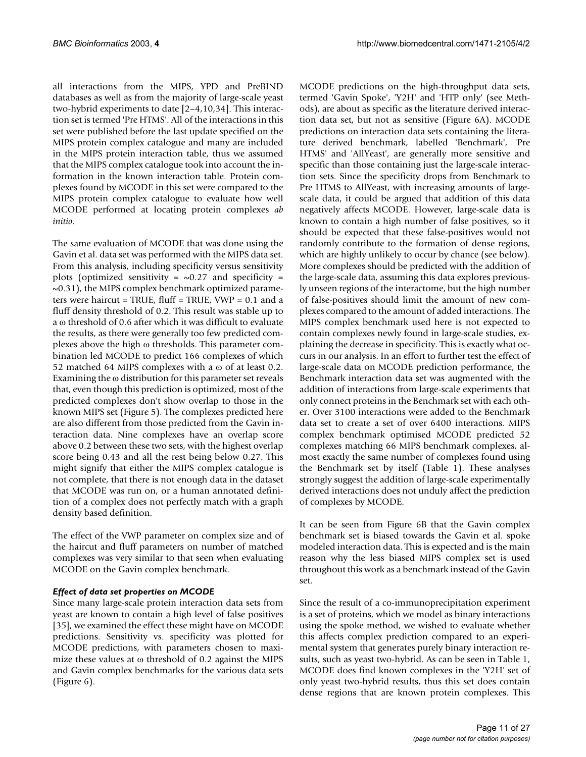all interactions from the MIPS, YPD and PreBIND databases as well as from the majority of large-scale yeast two-hybrid experiments to date [2–4,10,34]. This interaction set is termed 'Pre HTMS'. All of the interactions in this set were published before the last update specified on the MIPS protein complex catalogue and many are included in the MIPS protein interaction table, thus we assumed that the MIPS complex catalogue took into account the information in the known interaction table. Protein complexes found by MCODE in this set were compared to the MIPS protein complex catalogue to evaluate how well MCODE performed at locating protein complexes *ab initio*.

The same evaluation of MCODE that was done using the Gavin et al. data set was performed with the MIPS data set. From this analysis, including specificity versus sensitivity plots (optimized sensitivity = ~0.27 and specificity = ~0.31), the MIPS complex benchmark optimized parameters were haircut = TRUE, fluff = TRUE, VWP = 0.1 and a fluff density threshold of 0.2. This result was stable up to a ω threshold of 0.6 after which it was difficult to evaluate the results, as there were generally too few predicted complexes above the high ω thresholds. This parameter combination led MCODE to predict 166 complexes of which 52 matched 64 MIPS complexes with a ω of at least 0.2. Examining the ω distribution for this parameter set reveals that, even though this prediction is optimized, most of the predicted complexes don't show overlap to those in the known MIPS set (Figure 5). The complexes predicted here are also different from those predicted from the Gavin interaction data. Nine complexes have an overlap score above 0.2 between these two sets, with the highest overlap score being 0.43 and all the rest being below 0.27. This might signify that either the MIPS complex catalogue is not complete, that there is not enough data in the dataset that MCODE was run on, or a human annotated definition of a complex does not perfectly match with a graph density based definition.

The effect of the VWP parameter on complex size and of the haircut and fluff parameters on number of matched complexes was very similar to that seen when evaluating MCODE on the Gavin complex benchmark.

### *Effect of data set properties on MCODE*

Since many large-scale protein interaction data sets from yeast are known to contain a high level of false positives [35], we examined the effect these might have on MCODE predictions. Sensitivity vs. specificity was plotted for MCODE predictions, with parameters chosen to maximize these values at ω threshold of 0.2 against the MIPS and Gavin complex benchmarks for the various data sets (Figure 6).

MCODE predictions on the high-throughput data sets, termed 'Gavin Spoke', 'Y2H' and 'HTP only' (see Methods), are about as specific as the literature derived interaction data set, but not as sensitive (Figure 6A). MCODE predictions on interaction data sets containing the literature derived benchmark, labelled 'Benchmark', 'Pre HTMS' and 'AllYeast', are generally more sensitive and specific than those containing just the large-scale interaction sets. Since the specificity drops from Benchmark to Pre HTMS to AllYeast, with increasing amounts of large-scale data, it could be argued that addition of this data negatively affects MCODE. However, large-scale data is known to contain a high number of false positives, so it should be expected that these false-positives would not randomly contribute to the formation of dense regions, which are highly unlikely to occur by chance (see below). More complexes should be predicted with the addition of the large-scale data, assuming this data explores previously unseen regions of the interactome, but the high number of false-positives should limit the amount of new complexes compared to the amount of added interactions. The MIPS complex benchmark used here is not expected to contain complexes newly found in large-scale studies, explaining the decrease in specificity. This is exactly what occurs in our analysis. In an effort to further test the effect of large-scale data on MCODE prediction performance, the Benchmark interaction data set was augmented with the addition of interactions from large-scale experiments that only connect proteins in the Benchmark set with each other. Over 3100 interactions were added to the Benchmark data set to create a set of over 6400 interactions. MIPS complex benchmark optimised MCODE predicted 52 complexes matching 66 MIPS benchmark complexes, almost exactly the same number of complexes found using the Benchmark set by itself (Table 1). These analyses strongly suggest the addition of large-scale experimentally derived interactions does not unduly affect the prediction of complexes by MCODE.

It can be seen from Figure 6B that the Gavin complex benchmark set is biased towards the Gavin et al. spoke modeled interaction data. This is expected and is the main reason why the less biased MIPS complex set is used throughout this work as a benchmark instead of the Gavin set.

Since the result of a co-immunoprecipitation experiment is a set of proteins, which we model as binary interactions using the spoke method, we wished to evaluate whether this affects complex prediction compared to an experimental system that generates purely binary interaction results, such as yeast two-hybrid. As can be seen in Table 1, MCODE does find known complexes in the 'Y2H' set of only yeast two-hybrid results, thus this set does contain dense regions that are known protein complexes. This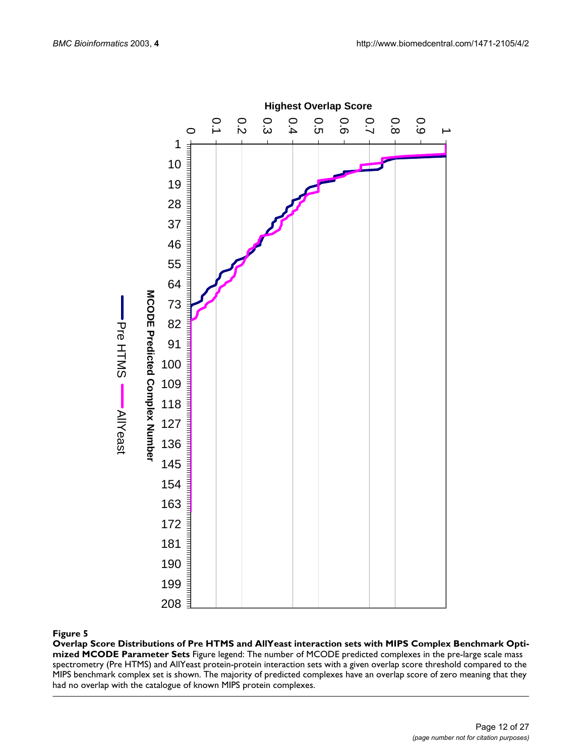**Figure 5**

**Overlap Score Distributions of Pre HTMS and AllYeast interaction sets with MIPS Complex Benchmark Optimized MCODE Parameter Sets** Figure legend: The number of MCODE predicted complexes in the pre-large scale mass spectrometry (Pre HTMS) and AllYeast protein-protein interaction sets with a given overlap score threshold compared to the MIPS benchmark complex set is shown. The majority of predicted complexes have an overlap score of zero meaning that they had no overlap with the catalogue of known MIPS protein complexes.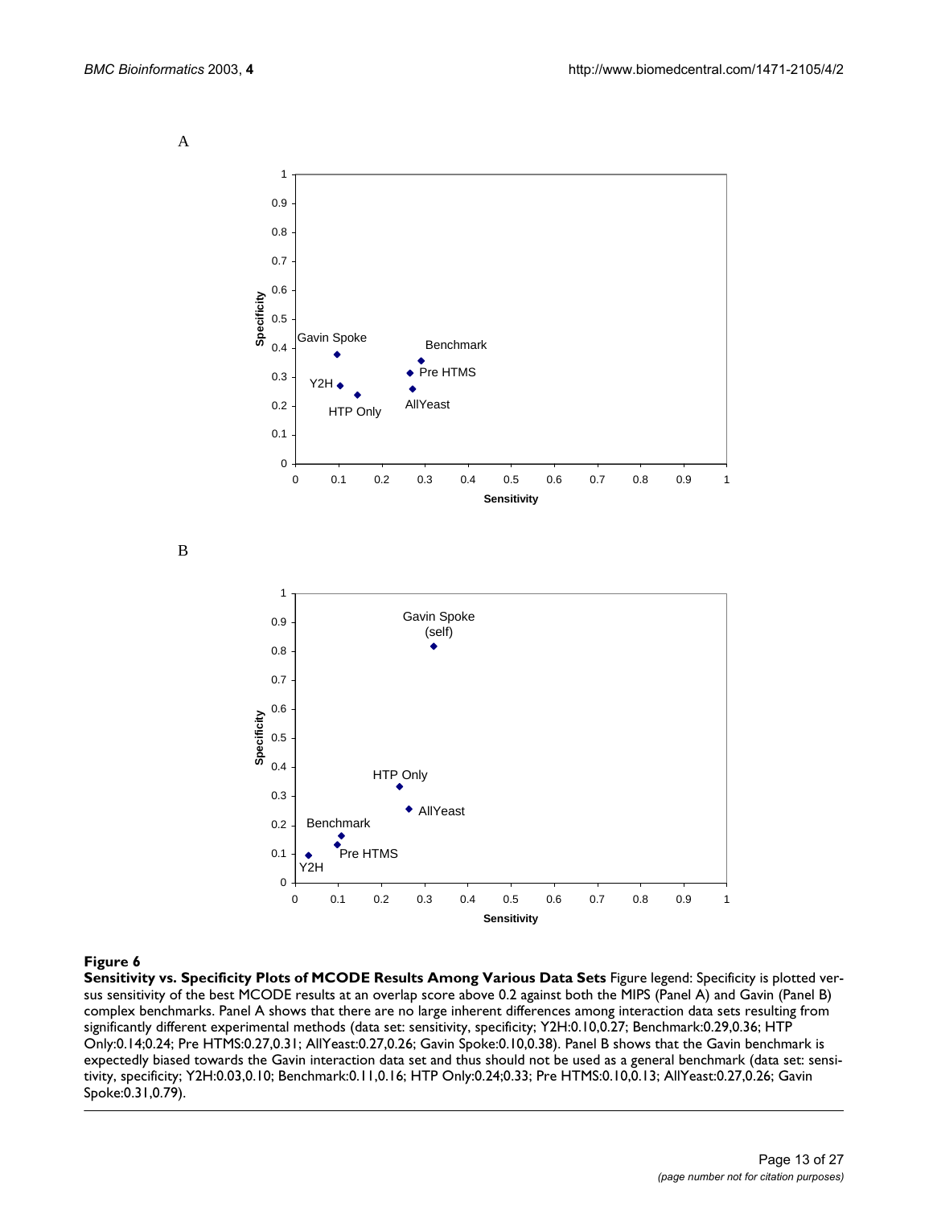A

B

**Figure 6**

**Sensitivity vs. Specificity Plots of MCODE Results Among Various Data Sets** Figure legend: Specificity is plotted versus sensitivity of the best MCODE results at an overlap score above 0.2 against both the MIPS (Panel A) and Gavin (Panel B) complex benchmarks. Panel A shows that there are no large inherent differences among interaction data sets resulting from significantly different experimental methods (data set: sensitivity, specificity; Y2H:0.10,0.27; Benchmark:0.29,0.36; HTP Only:0.14;0.24; Pre HTMS:0.27,0.31; AllYeast:0.27,0.26; Gavin Spoke:0.10,0.38). Panel B shows that the Gavin benchmark is expectedly biased towards the Gavin interaction data set and thus should not be used as a general benchmark (data set: sensitivity, specificity; Y2H:0.03,0.10; Benchmark:0.11,0.16; HTP Only:0.24;0.33; Pre HTMS:0.10,0.13; AllYeast:0.27,0.26; Gavin Spoke:0.31,0.79).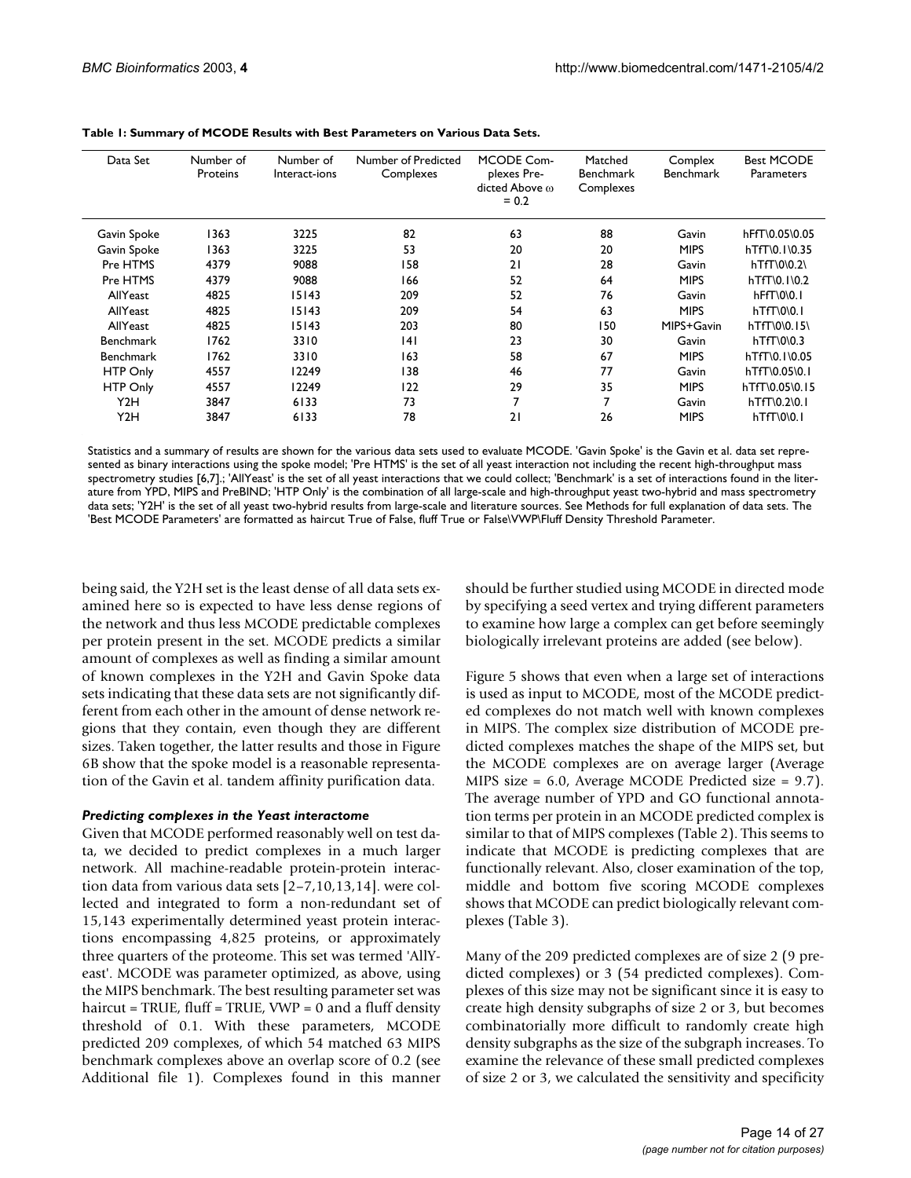**Table 1: Summary of MCODE Results with Best Parameters on Various Data Sets.**

| Data Set | Number of Proteins | Number of Interact-ions | Number of Predicted Complexes | MCODE Com-plexes Pre-dicted Above ω = 0.2 | Matched Benchmark Complexes | Complex Benchmark | Best MCODE Parameters |
|---|---|---|---|---|---|---|---|
| Gavin Spoke | 1363 | 3225 | 82 | 63 | 88 | Gavin | hFfT\0.05\0.05 |
| Gavin Spoke | 1363 | 3225 | 53 | 20 | 20 | MIPS | hTfT\0.1\0.35 |
| Pre HTMS | 4379 | 9088 | 158 | 21 | 28 | Gavin | hTfT\0\0.2\ |
| Pre HTMS | 4379 | 9088 | 166 | 52 | 64 | MIPS | hTfT\0.1\0.2 |
| AllYeast | 4825 | 15143 | 209 | 52 | 76 | Gavin | hFfT\0\0.1 |
| AllYeast | 4825 | 15143 | 209 | 54 | 63 | MIPS | hTfT\0\0.1 |
| AllYeast | 4825 | 15143 | 203 | 80 | 150 | MIPS+Gavin | hTfT\0\0.15\ |
| Benchmark | 1762 | 3310 | 141 | 23 | 30 | Gavin | hTfT\0\0.3 |
| Benchmark | 1762 | 3310 | 163 | 58 | 67 | MIPS | hTfT\0.1\0.05 |
| HTP Only | 4557 | 12249 | 138 | 46 | 77 | Gavin | hTfT\0.05\0.1 |
| HTP Only | 4557 | 12249 | 122 | 29 | 35 | MIPS | hTfT\0.05\0.15 |
| Y2H | 3847 | 6133 | 73 | 7 | 7 | Gavin | hTfT\0.2\0.1 |
| Y2H | 3847 | 6133 | 78 | 21 | 26 | MIPS | hTfT\0\0.1 |

Statistics and a summary of results are shown for the various data sets used to evaluate MCODE. 'Gavin Spoke' is the Gavin et al. data set represented as binary interactions using the spoke model; 'Pre HTMS' is the set of all yeast interaction not including the recent high-throughput mass spectrometry studies [6,7].; 'AllYeast' is the set of all yeast interactions that we could collect; 'Benchmark' is a set of interactions found in the literature from YPD, MIPS and PreBIND; 'HTP Only' is the combination of all large-scale and high-throughput yeast two-hybrid and mass spectrometry data sets; 'Y2H' is the set of all yeast two-hybrid results from large-scale and literature sources. See Methods for full explanation of data sets. The 'Best MCODE Parameters' are formatted as haircut True of False, fluff True or False\VWP\Fluff Density Threshold Parameter.

being said, the Y2H set is the least dense of all data sets examined here so is expected to have less dense regions of the network and thus less MCODE predictable complexes per protein present in the set. MCODE predicts a similar amount of complexes as well as finding a similar amount of known complexes in the Y2H and Gavin Spoke data sets indicating that these data sets are not significantly different from each other in the amount of dense network regions that they contain, even though they are different sizes. Taken together, the latter results and those in Figure 6B show that the spoke model is a reasonable representation of the Gavin et al. tandem affinity purification data.

### *Predicting complexes in the Yeast interactome*

Given that MCODE performed reasonably well on test data, we decided to predict complexes in a much larger network. All machine-readable protein-protein interaction data from various data sets [2–7,10,13,14]. were collected and integrated to form a non-redundant set of 15,143 experimentally determined yeast protein interactions encompassing 4,825 proteins, or approximately three quarters of the proteome. This set was termed 'AllYeast'. MCODE was parameter optimized, as above, using the MIPS benchmark. The best resulting parameter set was haircut = TRUE, fluff = TRUE, VWP = 0 and a fluff density threshold of 0.1. With these parameters, MCODE predicted 209 complexes, of which 54 matched 63 MIPS benchmark complexes above an overlap score of 0.2 (see Additional file 1). Complexes found in this manner should be further studied using MCODE in directed mode by specifying a seed vertex and trying different parameters to examine how large a complex can get before seemingly biologically irrelevant proteins are added (see below).

Figure 5 shows that even when a large set of interactions is used as input to MCODE, most of the MCODE predicted complexes do not match well with known complexes in MIPS. The complex size distribution of MCODE predicted complexes matches the shape of the MIPS set, but the MCODE complexes are on average larger (Average MIPS size = 6.0, Average MCODE Predicted size = 9.7). The average number of YPD and GO functional annotation terms per protein in an MCODE predicted complex is similar to that of MIPS complexes (Table 2). This seems to indicate that MCODE is predicting complexes that are functionally relevant. Also, closer examination of the top, middle and bottom five scoring MCODE complexes shows that MCODE can predict biologically relevant complexes (Table 3).

Many of the 209 predicted complexes are of size 2 (9 predicted complexes) or 3 (54 predicted complexes). Complexes of this size may not be significant since it is easy to create high density subgraphs of size 2 or 3, but becomes combinatorially more difficult to randomly create high density subgraphs as the size of the subgraph increases. To examine the relevance of these small predicted complexes of size 2 or 3, we calculated the sensitivity and specificity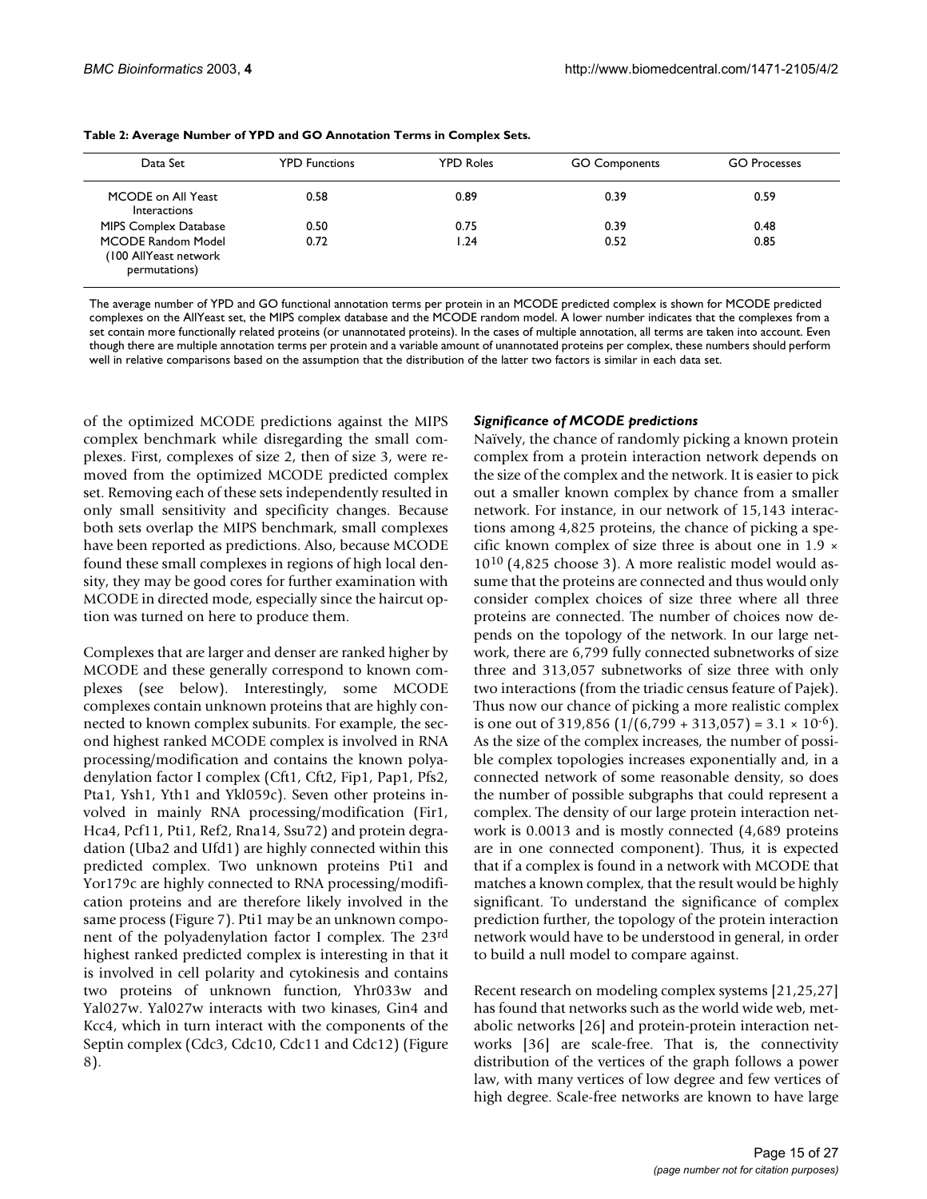**Table 2: Average Number of YPD and GO Annotation Terms in Complex Sets.**

| Data Set | YPD Functions | YPD Roles | GO Components | GO Processes |
|---|---|---|---|---|
| MCODE on All Yeast Interactions | 0.58 | 0.89 | 0.39 | 0.59 |
| MIPS Complex Database | 0.50 | 0.75 | 0.39 | 0.48 |
| MCODE Random Model (100 AllYeast network permutations) | 0.72 | 1.24 | 0.52 | 0.85 |

The average number of YPD and GO functional annotation terms per protein in an MCODE predicted complex is shown for MCODE predicted complexes on the AllYeast set, the MIPS complex database and the MCODE random model. A lower number indicates that the complexes from a set contain more functionally related proteins (or unannotated proteins). In the cases of multiple annotation, all terms are taken into account. Even though there are multiple annotation terms per protein and a variable amount of unannotated proteins per complex, these numbers should perform well in relative comparisons based on the assumption that the distribution of the latter two factors is similar in each data set.

of the optimized MCODE predictions against the MIPS complex benchmark while disregarding the small complexes. First, complexes of size 2, then of size 3, were removed from the optimized MCODE predicted complex set. Removing each of these sets independently resulted in only small sensitivity and specificity changes. Because both sets overlap the MIPS benchmark, small complexes have been reported as predictions. Also, because MCODE found these small complexes in regions of high local density, they may be good cores for further examination with MCODE in directed mode, especially since the haircut option was turned on here to produce them.

Complexes that are larger and denser are ranked higher by MCODE and these generally correspond to known complexes (see below). Interestingly, some MCODE complexes contain unknown proteins that are highly connected to known complex subunits. For example, the second highest ranked MCODE complex is involved in RNA processing/modification and contains the known polyadenylation factor I complex (Cft1, Cft2, Fip1, Pap1, Pfs2, Pta1, Ysh1, Yth1 and Ykl059c). Seven other proteins involved in mainly RNA processing/modification (Fir1, Hca4, Pcf11, Pti1, Ref2, Rna14, Ssu72) and protein degradation (Uba2 and Ufd1) are highly connected within this predicted complex. Two unknown proteins Pti1 and Yor179c are highly connected to RNA processing/modification proteins and are therefore likely involved in the same process (Figure 7). Pti1 may be an unknown component of the polyadenylation factor I complex. The 23rd highest ranked predicted complex is interesting in that it is involved in cell polarity and cytokinesis and contains two proteins of unknown function, Yhr033w and Yal027w. Yal027w interacts with two kinases, Gin4 and Kcc4, which in turn interact with the components of the Septin complex (Cdc3, Cdc10, Cdc11 and Cdc12) (Figure 8).

### *Significance of MCODE predictions*

Naïvely, the chance of randomly picking a known protein complex from a protein interaction network depends on the size of the complex and the network. It is easier to pick out a smaller known complex by chance from a smaller network. For instance, in our network of 15,143 interactions among 4,825 proteins, the chance of picking a specific known complex of size three is about one in $1.9 \times 10^{10}$ (4,825 choose 3). A more realistic model would assume that the proteins are connected and thus would only consider complex choices of size three where all three proteins are connected. The number of choices now depends on the topology of the network. In our large network, there are 6,799 fully connected subnetworks of size three and 313,057 subnetworks of size three with only two interactions (from the triadic census feature of Pajek). Thus now our chance of picking a more realistic complex is one out of 319,856 ($1/(6{,}799 + 313{,}057) = 3.1 \times 10^{-6}$). As the size of the complex increases, the number of possible complex topologies increases exponentially and, in a connected network of some reasonable density, so does the number of possible subgraphs that could represent a complex. The density of our large protein interaction network is 0.0013 and is mostly connected (4,689 proteins are in one connected component). Thus, it is expected that if a complex is found in a network with MCODE that matches a known complex, that the result would be highly significant. To understand the significance of complex prediction further, the topology of the protein interaction network would have to be understood in general, in order to build a null model to compare against.

Recent research on modeling complex systems [21,25,27] has found that networks such as the world wide web, metabolic networks [26] and protein-protein interaction networks [36] are scale-free. That is, the connectivity distribution of the vertices of the graph follows a power law, with many vertices of low degree and few vertices of high degree. Scale-free networks are known to have large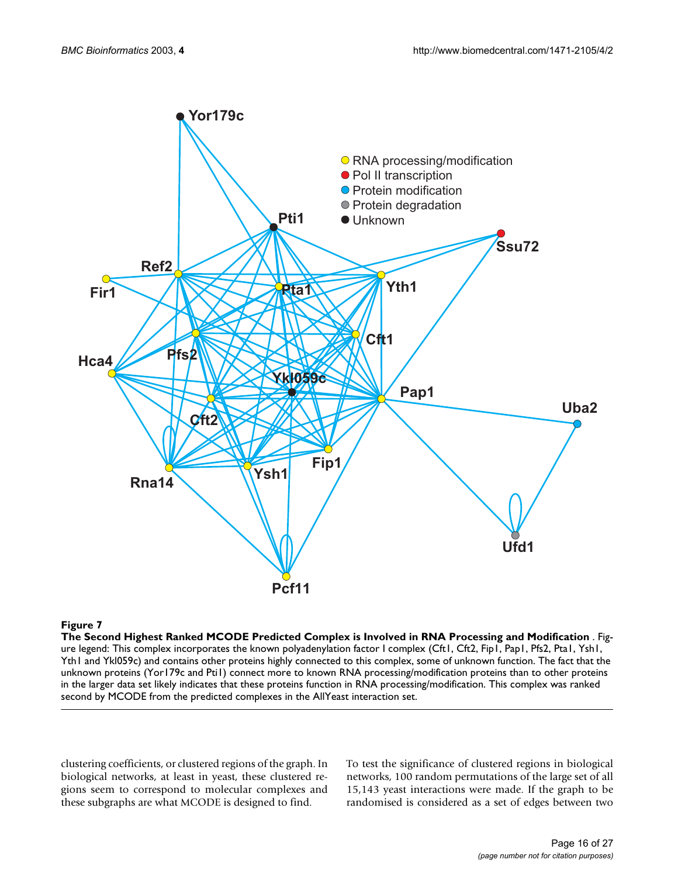**Figure 7**

**The Second Highest Ranked MCODE Predicted Complex is Involved in RNA Processing and Modification**. Figure legend: This complex incorporates the known polyadenylation factor I complex (Cft1, Cft2, Fip1, Pap1, Pfs2, Pta1, Ysh1, Yth1 and Ykl059c) and contains other proteins highly connected to this complex, some of unknown function. The fact that the unknown proteins (Yor179c and Pti1) connect more to known RNA processing/modification proteins than to other proteins in the larger data set likely indicates that these proteins function in RNA processing/modification. This complex was ranked second by MCODE from the predicted complexes in the AllYeast interaction set.

clustering coefficients, or clustered regions of the graph. In biological networks, at least in yeast, these clustered regions seem to correspond to molecular complexes and these subgraphs are what MCODE is designed to find.

To test the significance of clustered regions in biological networks, 100 random permutations of the large set of all 15,143 yeast interactions were made. If the graph to be randomised is considered as a set of edges between two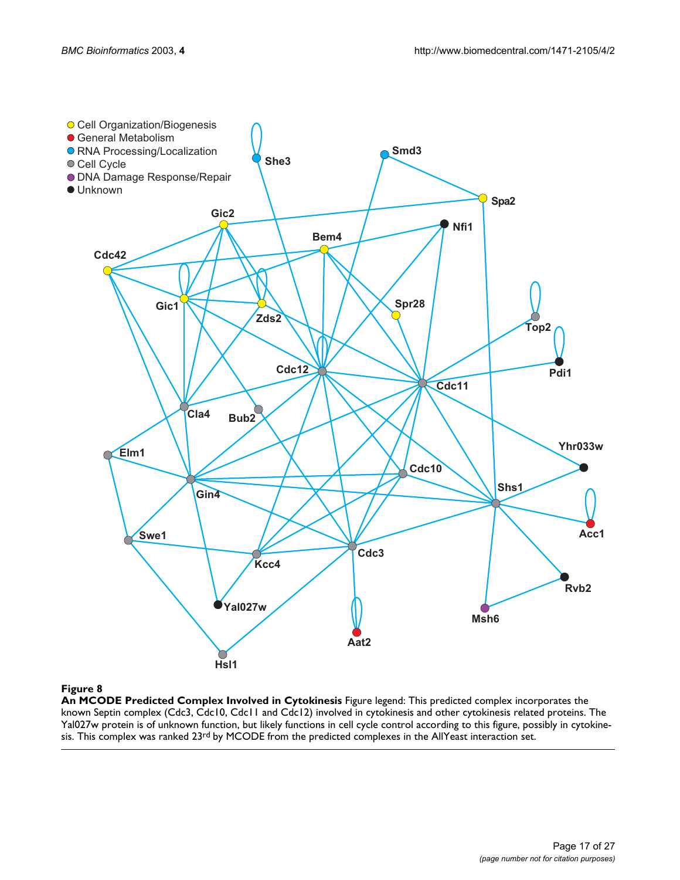**Figure 8**

**An MCODE Predicted Complex Involved in Cytokinesis** Figure legend: This predicted complex incorporates the known Septin complex (Cdc3, Cdc10, Cdc11 and Cdc12) involved in cytokinesis and other cytokinesis related proteins. The Yal027w protein is of unknown function, but likely functions in cell cycle control according to this figure, possibly in cytokinesis. This complex was ranked 23rd by MCODE from the predicted complexes in the AllYeast interaction set.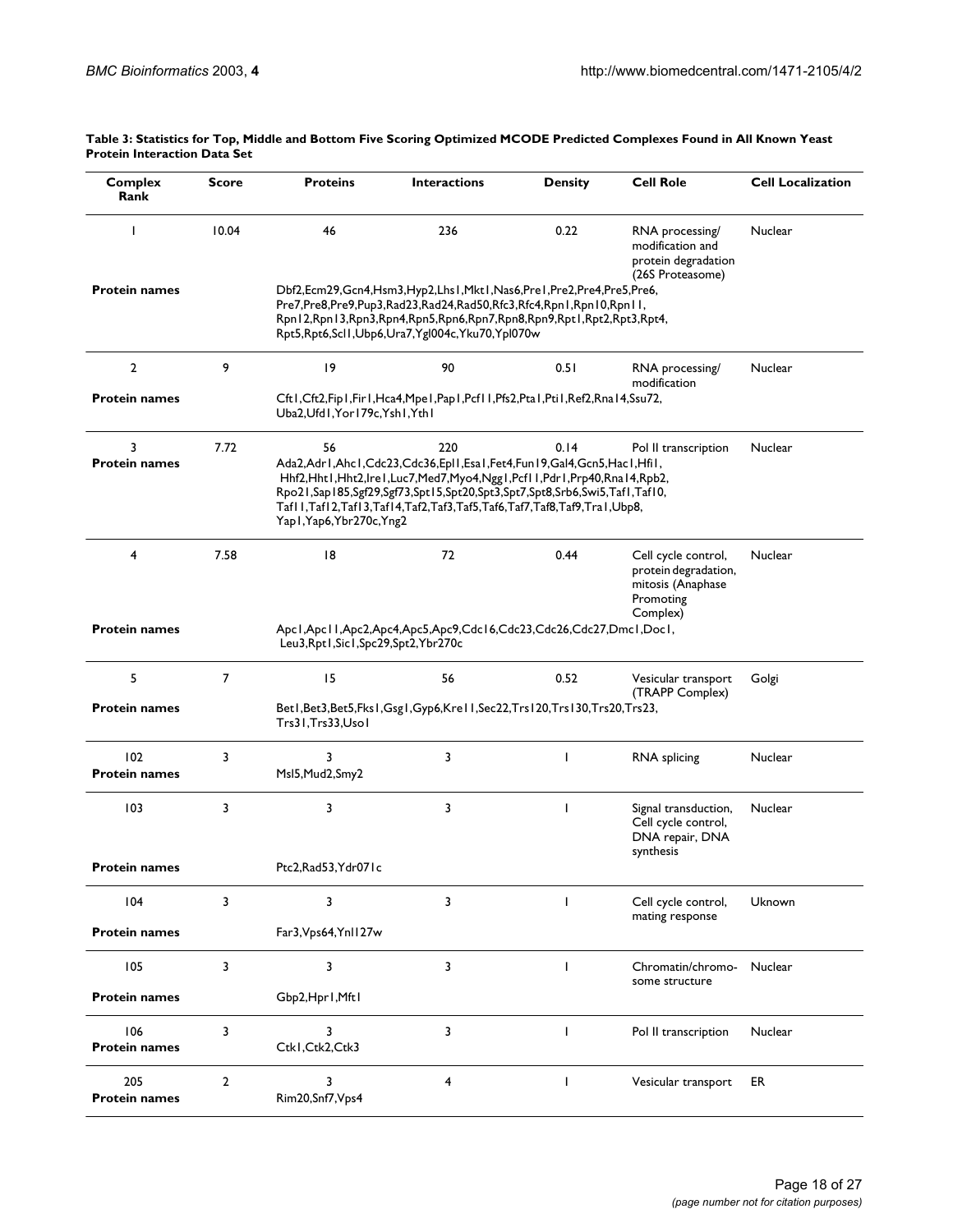**Table 3: Statistics for Top, Middle and Bottom Five Scoring Optimized MCODE Predicted Complexes Found in All Known Yeast Protein Interaction Data Set**

| Complex Rank | Score | Proteins | Interactions | Density | Cell Role | Cell Localization |
|---|---|---|---|---|---|---|
| 1 | 10.04 | 46 | 236 | 0.22 | RNA processing/ modification and protein degradation (26S Proteasome) | Nuclear |
| **Protein names** | | Dbf2,Ecm29,Gcn4,Hsm3,Hyp2,Lhs1,Mkt1,Nas6,Pre1,Pre2,Pre4,Pre5,Pre6, Pre7,Pre8,Pre9,Pup3,Rad23,Rad24,Rad50,Rfc3,Rfc4,Rpn1,Rpn10,Rpn11, Rpn12,Rpn13,Rpn3,Rpn4,Rpn5,Rpn6,Rpn7,Rpn8,Rpn9,Rpt1,Rpt2,Rpt3,Rpt4, Rpt5,Rpt6,Scl1,Ubp6,Ura7,Ygl004c,Yku70,Ypl070w | | | | |
| 2 | 9 | 19 | 90 | 0.51 | RNA processing/ modification | Nuclear |
| **Protein names** | | Cft1,Cft2,Fip1,Fir1,Hca4,Mpe1,Pap1,Pcf11,Pfs2,Pta1,Pti1,Ref2,Rna14,Ssu72, Uba2,Ufd1,Yor179c,Ysh1,Yth1 | | | | |
| 3 | 7.72 | 56 | 220 | 0.14 | Pol II transcription | Nuclear |
| **Protein names** | | Ada2,Adr1,Ahc1,Cdc23,Cdc36,Epl1,Esa1,Fet4,Fun19,Gal4,Gcn5,Hac1,Hfi1, Hhf2,Hht1,Hht2,Ire1,Luc7,Med7,Myo4,Ngg1,Pcf11,Pdr1,Prp40,Rna14,Rpb2, Rpo21,Sap185,Sgf29,Sgf73,Spt15,Spt20,Spt3,Spt7,Spt8,Srb6,Swi5,Taf1,Taf10, Taf11,Taf12,Taf13,Taf14,Taf2,Taf3,Taf5,Taf6,Taf7,Taf8,Taf9,Tra1,Ubp8, Yap1,Yap6,Ybr270c,Yng2 | | | | |
| 4 | 7.58 | 18 | 72 | 0.44 | Cell cycle control, protein degradation, mitosis (Anaphase Promoting Complex) | Nuclear |
| **Protein names** | | Apc1,Apc11,Apc2,Apc4,Apc5,Apc9,Cdc16,Cdc23,Cdc26,Cdc27,Dmc1,Doc1, Leu3,Rpt1,Sic1,Spc29,Spt2,Ybr270c | | | | |
| 5 | 7 | 15 | 56 | 0.52 | Vesicular transport (TRAPP Complex) | Golgi |
| **Protein names** | | Bet1,Bet3,Bet5,Fks1,Gsg1,Gyp6,Kre11,Sec22,Trs120,Trs130,Trs20,Trs23, Trs31,Trs33,Uso1 | | | | |
| 102 | 3 | 3 | 3 | 1 | RNA splicing | Nuclear |
| **Protein names** | | Msl5,Mud2,Smy2 | | | | |
| 103 | 3 | 3 | 3 | 1 | Signal transduction, Cell cycle control, DNA repair, DNA synthesis | Nuclear |
| **Protein names** | | Ptc2,Rad53,Ydr071c | | | | |
| 104 | 3 | 3 | 3 | 1 | Cell cycle control, mating response | Uknown |
| **Protein names** | | Far3,Vps64,Ynl127w | | | | |
| 105 | 3 | 3 | 3 | 1 | Chromatin/chromosome structure | Nuclear |
| **Protein names** | | Gbp2,Hpr1,Mft1 | | | | |
| 106 | 3 | 3 | 3 | 1 | Pol II transcription | Nuclear |
| **Protein names** | | Ctk1,Ctk2,Ctk3 | | | | |
| 205 | 2 | 3 | 4 | 1 | Vesicular transport | ER |
| **Protein names** | | Rim20,Snf7,Vps4 | | | | |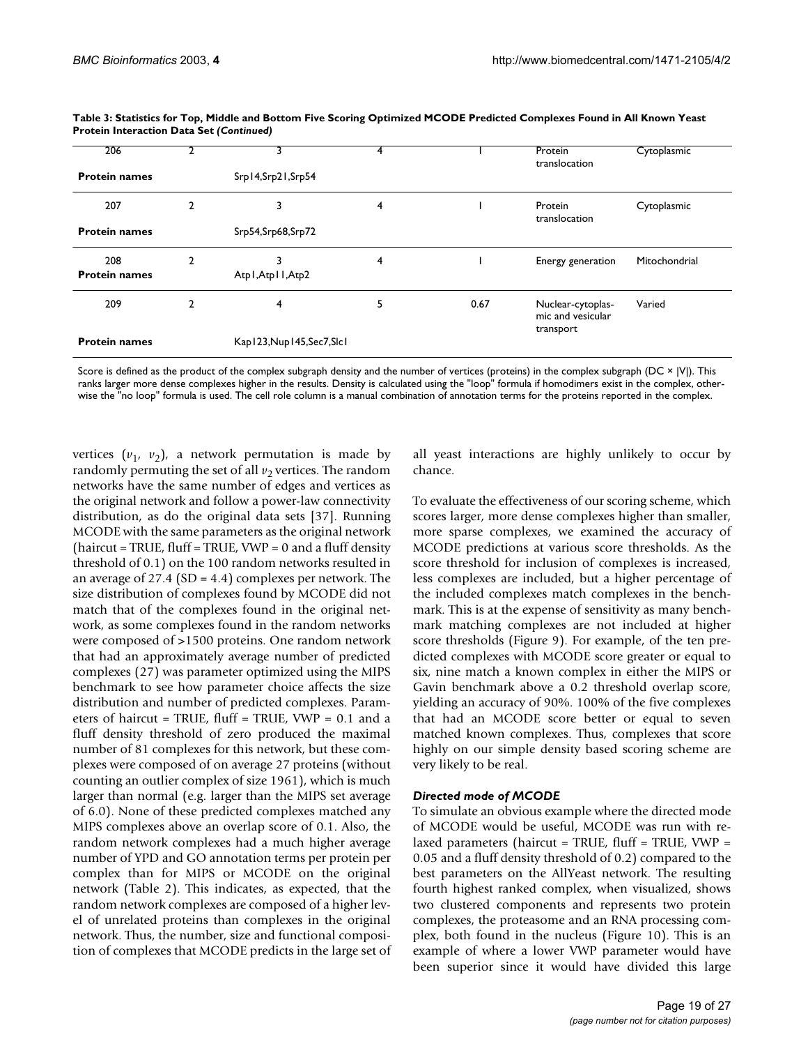**Table 3: Statistics for Top, Middle and Bottom Five Scoring Optimized MCODE Predicted Complexes Found in All Known Yeast Protein Interaction Data Set *(Continued)***

| | | | | | | |
|---|---|---|---|---|---|---|
| 206 | 2 | 3 | 4 | 1 | Protein translocation | Cytoplasmic |
| **Protein names** | | Srp14,Srp21,Srp54 | | | | |
| 207 | 2 | 3 | 4 | 1 | Protein translocation | Cytoplasmic |
| **Protein names** | | Srp54,Srp68,Srp72 | | | | |
| 208 | 2 | 3 | 4 | 1 | Energy generation | Mitochondrial |
| **Protein names** | | Atp1,Atp11,Atp2 | | | | |
| 209 | 2 | 4 | 5 | 0.67 | Nuclear-cytoplasmic and vesicular transport | Varied |
| **Protein names** | | Kap123,Nup145,Sec7,Slc1 | | | | |

Score is defined as the product of the complex subgraph density and the number of vertices (proteins) in the complex subgraph (DC × |V|). This ranks larger more dense complexes higher in the results. Density is calculated using the "loop" formula if homodimers exist in the complex, otherwise the "no loop" formula is used. The cell role column is a manual combination of annotation terms for the proteins reported in the complex.

vertices ($v_1$, $v_2$), a network permutation is made by randomly permuting the set of all $v_2$ vertices. The random networks have the same number of edges and vertices as the original network and follow a power-law connectivity distribution, as do the original data sets [37]. Running MCODE with the same parameters as the original network (haircut = TRUE, fluff = TRUE, VWP = 0 and a fluff density threshold of 0.1) on the 100 random networks resulted in an average of 27.4 (SD = 4.4) complexes per network. The size distribution of complexes found by MCODE did not match that of the complexes found in the original network, as some complexes found in the random networks were composed of >1500 proteins. One random network that had an approximately average number of predicted complexes (27) was parameter optimized using the MIPS benchmark to see how parameter choice affects the size distribution and number of predicted complexes. Parameters of haircut = TRUE, fluff = TRUE, VWP = 0.1 and a fluff density threshold of zero produced the maximal number of 81 complexes for this network, but these complexes were composed of on average 27 proteins (without counting an outlier complex of size 1961), which is much larger than normal (e.g. larger than the MIPS set average of 6.0). None of these predicted complexes matched any MIPS complexes above an overlap score of 0.1. Also, the random network complexes had a much higher average number of YPD and GO annotation terms per protein per complex than for MIPS or MCODE on the original network (Table 2). This indicates, as expected, that the random network complexes are composed of a higher level of unrelated proteins than complexes in the original network. Thus, the number, size and functional composition of complexes that MCODE predicts in the large set of all yeast interactions are highly unlikely to occur by chance.

To evaluate the effectiveness of our scoring scheme, which scores larger, more dense complexes higher than smaller, more sparse complexes, we examined the accuracy of MCODE predictions at various score thresholds. As the score threshold for inclusion of complexes is increased, less complexes are included, but a higher percentage of the included complexes match complexes in the benchmark. This is at the expense of sensitivity as many benchmark matching complexes are not included at higher score thresholds (Figure 9). For example, of the ten predicted complexes with MCODE score greater or equal to six, nine match a known complex in either the MIPS or Gavin benchmark above a 0.2 threshold overlap score, yielding an accuracy of 90%. 100% of the five complexes that had an MCODE score better or equal to seven matched known complexes. Thus, complexes that score highly on our simple density based scoring scheme are very likely to be real.

### *Directed mode of MCODE*

To simulate an obvious example where the directed mode of MCODE would be useful, MCODE was run with relaxed parameters (haircut = TRUE, fluff = TRUE, VWP = 0.05 and a fluff density threshold of 0.2) compared to the best parameters on the AllYeast network. The resulting fourth highest ranked complex, when visualized, shows two clustered components and represents two protein complexes, the proteasome and an RNA processing complex, both found in the nucleus (Figure 10). This is an example of where a lower VWP parameter would have been superior since it would have divided this large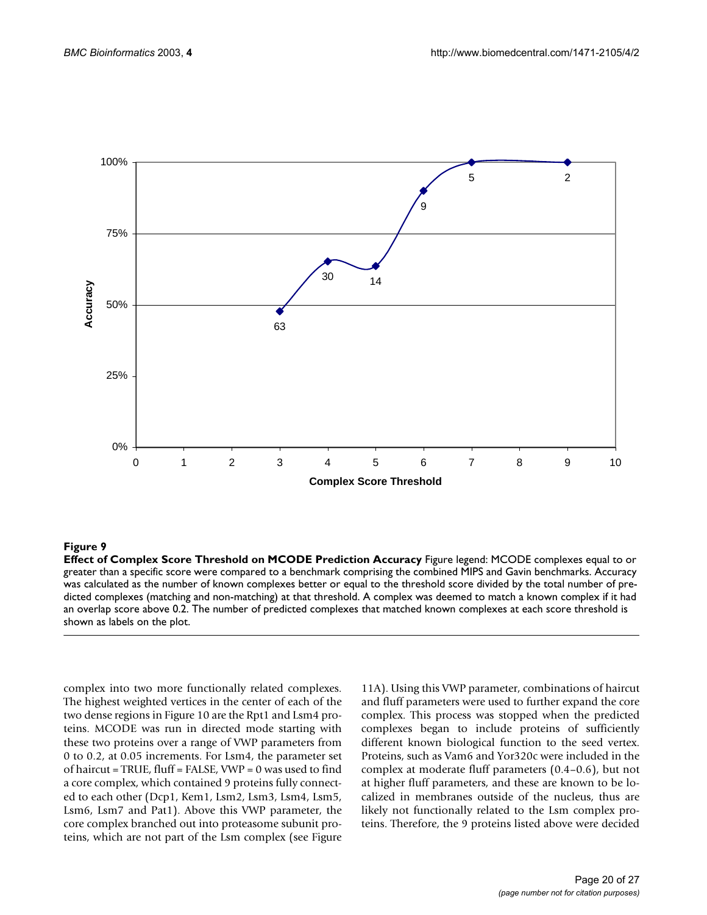**Figure 9**

**Effect of Complex Score Threshold on MCODE Prediction Accuracy** Figure legend: MCODE complexes equal to or greater than a specific score were compared to a benchmark comprising the combined MIPS and Gavin benchmarks. Accuracy was calculated as the number of known complexes better or equal to the threshold score divided by the total number of predicted complexes (matching and non-matching) at that threshold. A complex was deemed to match a known complex if it had an overlap score above 0.2. The number of predicted complexes that matched known complexes at each score threshold is shown as labels on the plot.

complex into two more functionally related complexes. The highest weighted vertices in the center of each of the two dense regions in Figure 10 are the Rpt1 and Lsm4 proteins. MCODE was run in directed mode starting with these two proteins over a range of VWP parameters from 0 to 0.2, at 0.05 increments. For Lsm4, the parameter set of haircut = TRUE, fluff = FALSE, VWP = 0 was used to find a core complex, which contained 9 proteins fully connected to each other (Dcp1, Kem1, Lsm2, Lsm3, Lsm4, Lsm5, Lsm6, Lsm7 and Pat1). Above this VWP parameter, the core complex branched out into proteasome subunit proteins, which are not part of the Lsm complex (see Figure 11A). Using this VWP parameter, combinations of haircut and fluff parameters were used to further expand the core complex. This process was stopped when the predicted complexes began to include proteins of sufficiently different known biological function to the seed vertex. Proteins, such as Vam6 and Yor320c were included in the complex at moderate fluff parameters (0.4–0.6), but not at higher fluff parameters, and these are known to be localized in membranes outside of the nucleus, thus are likely not functionally related to the Lsm complex proteins. Therefore, the 9 proteins listed above were decided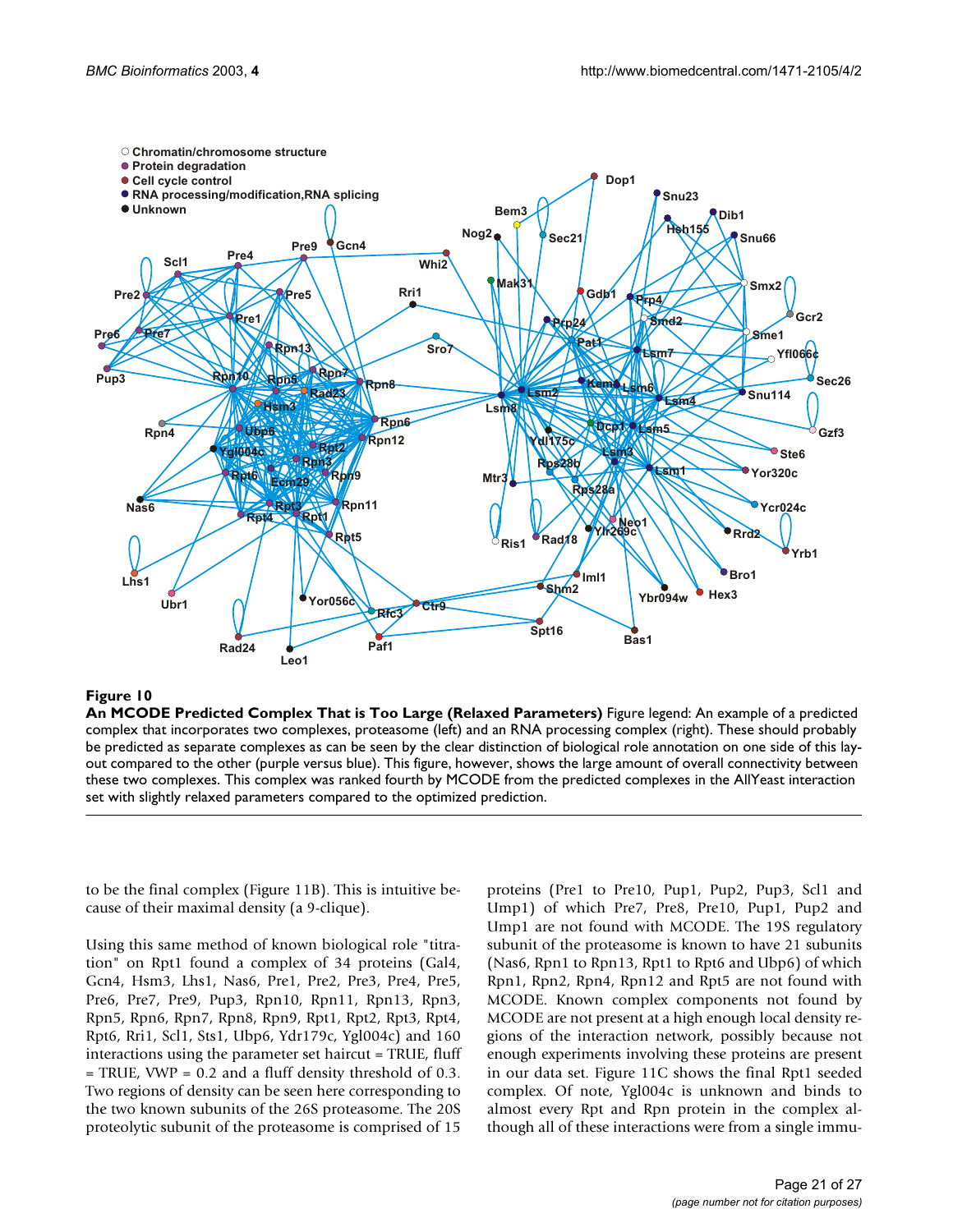**Figure 10**

**An MCODE Predicted Complex That is Too Large (Relaxed Parameters)** Figure legend: An example of a predicted complex that incorporates two complexes, proteasome (left) and an RNA processing complex (right). These should probably be predicted as separate complexes as can be seen by the clear distinction of biological role annotation on one side of this layout compared to the other (purple versus blue). This figure, however, shows the large amount of overall connectivity between these two complexes. This complex was ranked fourth by MCODE from the predicted complexes in the AllYeast interaction set with slightly relaxed parameters compared to the optimized prediction.

to be the final complex (Figure 11B). This is intuitive because of their maximal density (a 9-clique).

Using this same method of known biological role "titration" on Rpt1 found a complex of 34 proteins (Gal4, Gcn4, Hsm3, Lhs1, Nas6, Pre1, Pre2, Pre3, Pre4, Pre5, Pre6, Pre7, Pre9, Pup3, Rpn10, Rpn11, Rpn13, Rpn3, Rpn5, Rpn6, Rpn7, Rpn8, Rpn9, Rpt1, Rpt2, Rpt3, Rpt4, Rpt6, Rri1, Scl1, Sts1, Ubp6, Ydr179c, Ygl004c) and 160 interactions using the parameter set haircut = TRUE, fluff = TRUE, VWP = 0.2 and a fluff density threshold of 0.3. Two regions of density can be seen here corresponding to the two known subunits of the 26S proteasome. The 20S proteolytic subunit of the proteasome is comprised of 15 proteins (Pre1 to Pre10, Pup1, Pup2, Pup3, Scl1 and Ump1) of which Pre7, Pre8, Pre10, Pup1, Pup2 and Ump1 are not found with MCODE. The 19S regulatory subunit of the proteasome is known to have 21 subunits (Nas6, Rpn1 to Rpn13, Rpt1 to Rpt6 and Ubp6) of which Rpn1, Rpn2, Rpn4, Rpn12 and Rpt5 are not found with MCODE. Known complex components not found by MCODE are not present at a high enough local density regions of the interaction network, possibly because not enough experiments involving these proteins are present in our data set. Figure 11C shows the final Rpt1 seeded complex. Of note, Ygl004c is unknown and binds to almost every Rpt and Rpn protein in the complex although all of these interactions were from a single immu-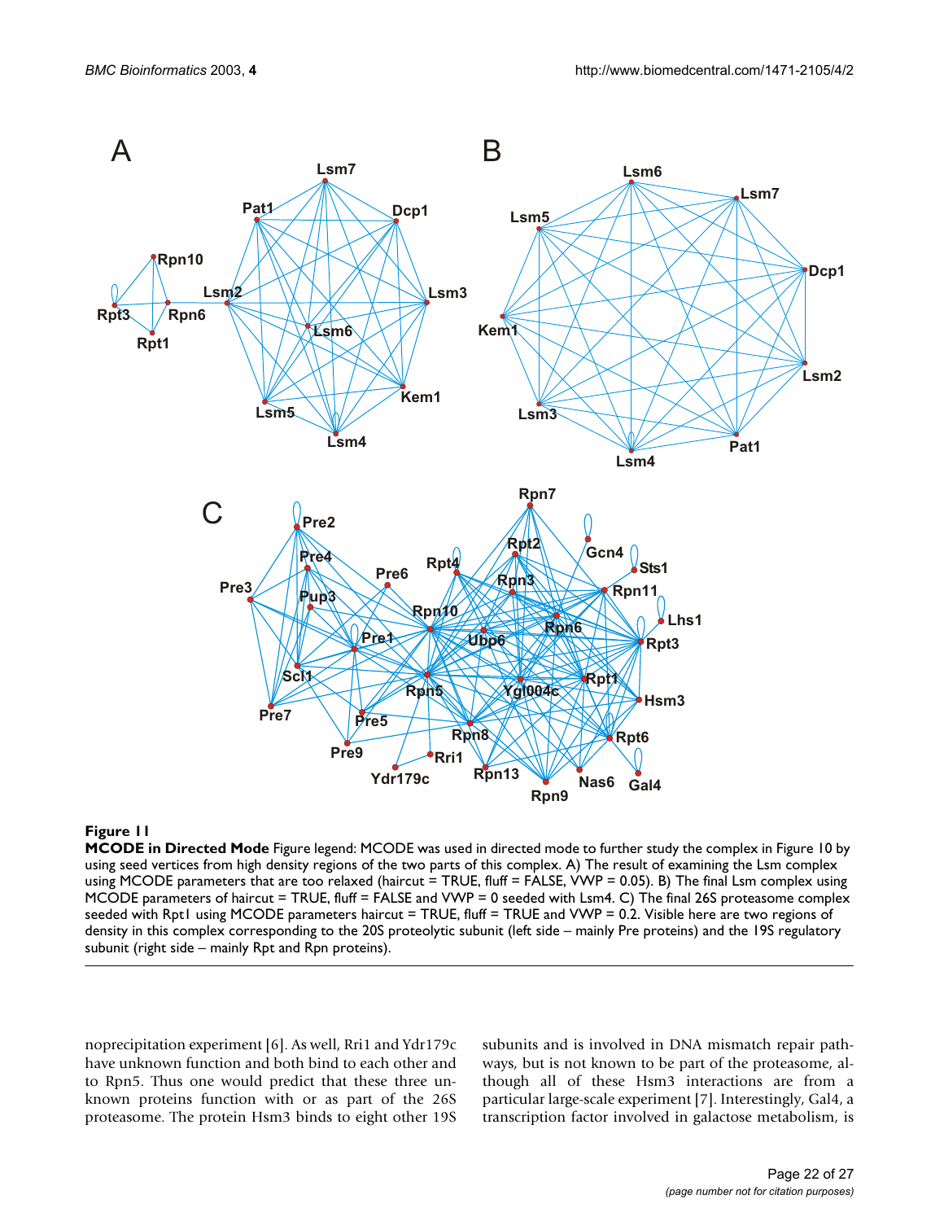**Figure 11**

**MCODE in Directed Mode** Figure legend: MCODE was used in directed mode to further study the complex in Figure 10 by using seed vertices from high density regions of the two parts of this complex. A) The result of examining the Lsm complex using MCODE parameters that are too relaxed (haircut = TRUE, fluff = FALSE, VWP = 0.05). B) The final Lsm complex using MCODE parameters of haircut = TRUE, fluff = FALSE and VWP = 0 seeded with Lsm4. C) The final 26S proteasome complex seeded with Rpt1 using MCODE parameters haircut = TRUE, fluff = TRUE and VWP = 0.2. Visible here are two regions of density in this complex corresponding to the 20S proteolytic subunit (left side – mainly Pre proteins) and the 19S regulatory subunit (right side – mainly Rpt and Rpn proteins).

noprecipitation experiment [6]. As well, Rri1 and Ydr179c have unknown function and both bind to each other and to Rpn5. Thus one would predict that these three unknown proteins function with or as part of the 26S proteasome. The protein Hsm3 binds to eight other 19S subunits and is involved in DNA mismatch repair pathways, but is not known to be part of the proteasome, although all of these Hsm3 interactions are from a particular large-scale experiment [7]. Interestingly, Gal4, a transcription factor involved in galactose metabolism, is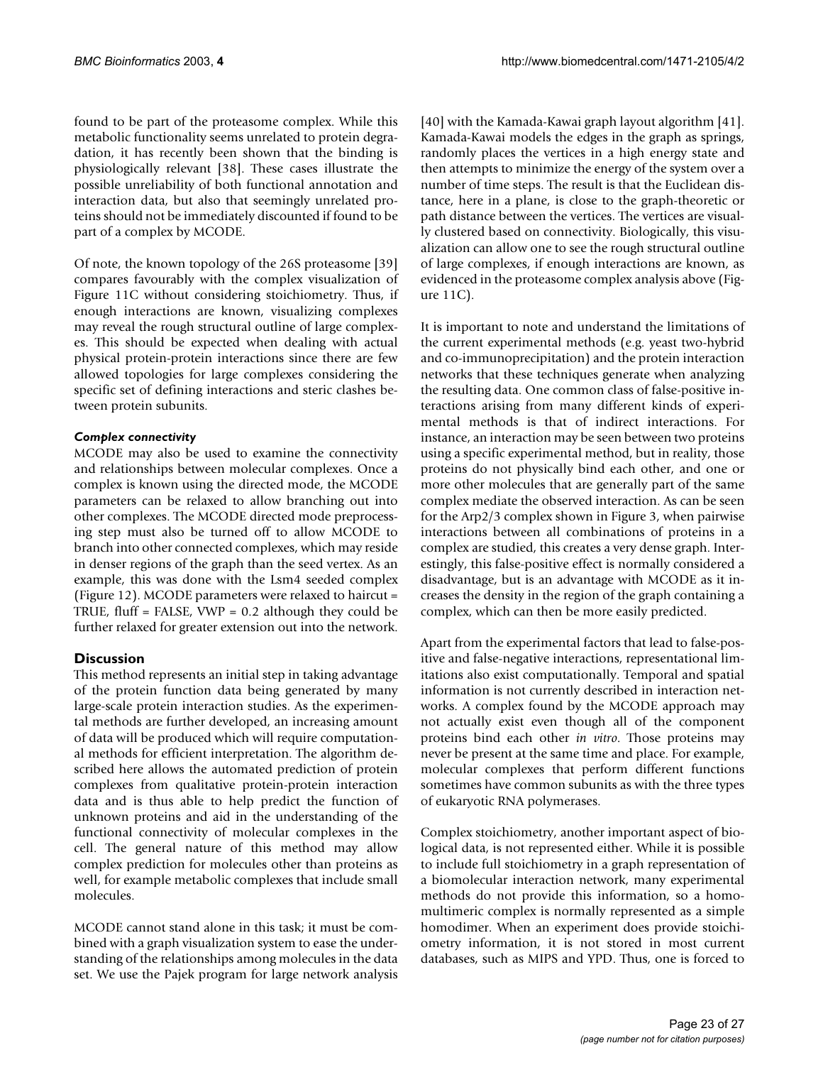found to be part of the proteasome complex. While this metabolic functionality seems unrelated to protein degradation, it has recently been shown that the binding is physiologically relevant [38]. These cases illustrate the possible unreliability of both functional annotation and interaction data, but also that seemingly unrelated proteins should not be immediately discounted if found to be part of a complex by MCODE.

Of note, the known topology of the 26S proteasome [39] compares favourably with the complex visualization of Figure 11C without considering stoichiometry. Thus, if enough interactions are known, visualizing complexes may reveal the rough structural outline of large complexes. This should be expected when dealing with actual physical protein-protein interactions since there are few allowed topologies for large complexes considering the specific set of defining interactions and steric clashes between protein subunits.

#### *Complex connectivity*

MCODE may also be used to examine the connectivity and relationships between molecular complexes. Once a complex is known using the directed mode, the MCODE parameters can be relaxed to allow branching out into other complexes. The MCODE directed mode preprocessing step must also be turned off to allow MCODE to branch into other connected complexes, which may reside in denser regions of the graph than the seed vertex. As an example, this was done with the Lsm4 seeded complex (Figure 12). MCODE parameters were relaxed to haircut = TRUE, fluff = FALSE, VWP = 0.2 although they could be further relaxed for greater extension out into the network.

## Discussion

This method represents an initial step in taking advantage of the protein function data being generated by many large-scale protein interaction studies. As the experimental methods are further developed, an increasing amount of data will be produced which will require computational methods for efficient interpretation. The algorithm described here allows the automated prediction of protein complexes from qualitative protein-protein interaction data and is thus able to help predict the function of unknown proteins and aid in the understanding of the functional connectivity of molecular complexes in the cell. The general nature of this method may allow complex prediction for molecules other than proteins as well, for example metabolic complexes that include small molecules.

MCODE cannot stand alone in this task; it must be combined with a graph visualization system to ease the understanding of the relationships among molecules in the data set. We use the Pajek program for large network analysis [40] with the Kamada-Kawai graph layout algorithm [41]. Kamada-Kawai models the edges in the graph as springs, randomly places the vertices in a high energy state and then attempts to minimize the energy of the system over a number of time steps. The result is that the Euclidean distance, here in a plane, is close to the graph-theoretic or path distance between the vertices. The vertices are visually clustered based on connectivity. Biologically, this visualization can allow one to see the rough structural outline of large complexes, if enough interactions are known, as evidenced in the proteasome complex analysis above (Figure 11C).

It is important to note and understand the limitations of the current experimental methods (e.g. yeast two-hybrid and co-immunoprecipitation) and the protein interaction networks that these techniques generate when analyzing the resulting data. One common class of false-positive interactions arising from many different kinds of experimental methods is that of indirect interactions. For instance, an interaction may be seen between two proteins using a specific experimental method, but in reality, those proteins do not physically bind each other, and one or more other molecules that are generally part of the same complex mediate the observed interaction. As can be seen for the Arp2/3 complex shown in Figure 3, when pairwise interactions between all combinations of proteins in a complex are studied, this creates a very dense graph. Interestingly, this false-positive effect is normally considered a disadvantage, but is an advantage with MCODE as it increases the density in the region of the graph containing a complex, which can then be more easily predicted.

Apart from the experimental factors that lead to false-positive and false-negative interactions, representational limitations also exist computationally. Temporal and spatial information is not currently described in interaction networks. A complex found by the MCODE approach may not actually exist even though all of the component proteins bind each other *in vitro*. Those proteins may never be present at the same time and place. For example, molecular complexes that perform different functions sometimes have common subunits as with the three types of eukaryotic RNA polymerases.

Complex stoichiometry, another important aspect of biological data, is not represented either. While it is possible to include full stoichiometry in a graph representation of a biomolecular interaction network, many experimental methods do not provide this information, so a homomultimeric complex is normally represented as a simple homodimer. When an experiment does provide stoichiometry information, it is not stored in most current databases, such as MIPS and YPD. Thus, one is forced to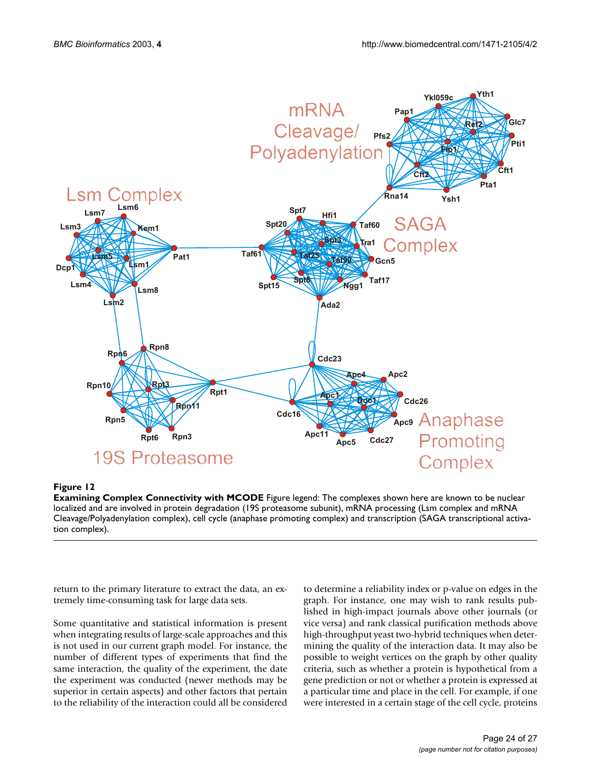**Figure 12**

**Examining Complex Connectivity with MCODE** Figure legend: The complexes shown here are known to be nuclear localized and are involved in protein degradation (19S proteasome subunit), mRNA processing (Lsm complex and mRNA Cleavage/Polyadenylation complex), cell cycle (anaphase promoting complex) and transcription (SAGA transcriptional activation complex).

return to the primary literature to extract the data, an extremely time-consuming task for large data sets.

Some quantitative and statistical information is present when integrating results of large-scale approaches and this is not used in our current graph model. For instance, the number of different types of experiments that find the same interaction, the quality of the experiment, the date the experiment was conducted (newer methods may be superior in certain aspects) and other factors that pertain to the reliability of the interaction could all be considered to determine a reliability index or p-value on edges in the graph. For instance, one may wish to rank results published in high-impact journals above other journals (or vice versa) and rank classical purification methods above high-throughput yeast two-hybrid techniques when determining the quality of the interaction data. It may also be possible to weight vertices on the graph by other quality criteria, such as whether a protein is hypothetical from a gene prediction or not or whether a protein is expressed at a particular time and place in the cell. For example, if one were interested in a certain stage of the cell cycle, proteins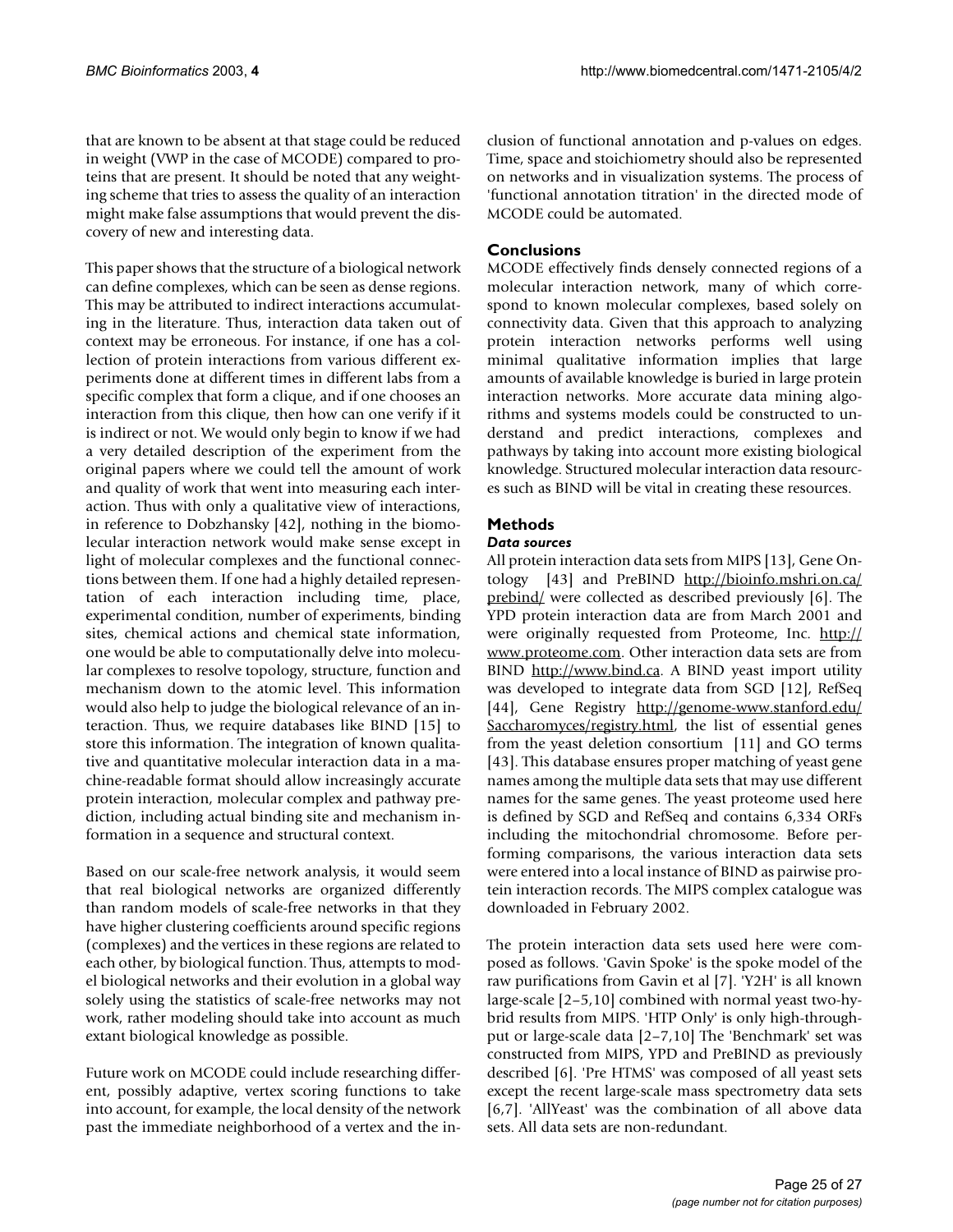that are known to be absent at that stage could be reduced in weight (VWP in the case of MCODE) compared to proteins that are present. It should be noted that any weighting scheme that tries to assess the quality of an interaction might make false assumptions that would prevent the discovery of new and interesting data.

This paper shows that the structure of a biological network can define complexes, which can be seen as dense regions. This may be attributed to indirect interactions accumulating in the literature. Thus, interaction data taken out of context may be erroneous. For instance, if one has a collection of protein interactions from various different experiments done at different times in different labs from a specific complex that form a clique, and if one chooses an interaction from this clique, then how can one verify if it is indirect or not. We would only begin to know if we had a very detailed description of the experiment from the original papers where we could tell the amount of work and quality of work that went into measuring each interaction. Thus with only a qualitative view of interactions, in reference to Dobzhansky [42], nothing in the biomolecular interaction network would make sense except in light of molecular complexes and the functional connections between them. If one had a highly detailed representation of each interaction including time, place, experimental condition, number of experiments, binding sites, chemical actions and chemical state information, one would be able to computationally delve into molecular complexes to resolve topology, structure, function and mechanism down to the atomic level. This information would also help to judge the biological relevance of an interaction. Thus, we require databases like BIND [15] to store this information. The integration of known qualitative and quantitative molecular interaction data in a machine-readable format should allow increasingly accurate protein interaction, molecular complex and pathway prediction, including actual binding site and mechanism information in a sequence and structural context.

Based on our scale-free network analysis, it would seem that real biological networks are organized differently than random models of scale-free networks in that they have higher clustering coefficients around specific regions (complexes) and the vertices in these regions are related to each other, by biological function. Thus, attempts to model biological networks and their evolution in a global way solely using the statistics of scale-free networks may not work, rather modeling should take into account as much extant biological knowledge as possible.

Future work on MCODE could include researching different, possibly adaptive, vertex scoring functions to take into account, for example, the local density of the network past the immediate neighborhood of a vertex and the inclusion of functional annotation and p-values on edges. Time, space and stoichiometry should also be represented on networks and in visualization systems. The process of 'functional annotation titration' in the directed mode of MCODE could be automated.

## Conclusions

MCODE effectively finds densely connected regions of a molecular interaction network, many of which correspond to known molecular complexes, based solely on connectivity data. Given that this approach to analyzing protein interaction networks performs well using minimal qualitative information implies that large amounts of available knowledge is buried in large protein interaction networks. More accurate data mining algorithms and systems models could be constructed to understand and predict interactions, complexes and pathways by taking into account more existing biological knowledge. Structured molecular interaction data resources such as BIND will be vital in creating these resources.

## Methods

### *Data sources*

All protein interaction data sets from MIPS [13], Gene Ontology [43] and PreBIND http://bioinfo.mshri.on.ca/prebind/ were collected as described previously [6]. The YPD protein interaction data are from March 2001 and were originally requested from Proteome, Inc. http://www.proteome.com. Other interaction data sets are from BIND http://www.bind.ca. A BIND yeast import utility was developed to integrate data from SGD [12], RefSeq [44], Gene Registry http://genome-www.stanford.edu/Saccharomyces/registry.html, the list of essential genes from the yeast deletion consortium [11] and GO terms [43]. This database ensures proper matching of yeast gene names among the multiple data sets that may use different names for the same genes. The yeast proteome used here is defined by SGD and RefSeq and contains 6,334 ORFs including the mitochondrial chromosome. Before performing comparisons, the various interaction data sets were entered into a local instance of BIND as pairwise protein interaction records. The MIPS complex catalogue was downloaded in February 2002.

The protein interaction data sets used here were composed as follows. 'Gavin Spoke' is the spoke model of the raw purifications from Gavin et al [7]. 'Y2H' is all known large-scale [2–5,10] combined with normal yeast two-hybrid results from MIPS. 'HTP Only' is only high-throughput or large-scale data [2–7,10] The 'Benchmark' set was constructed from MIPS, YPD and PreBIND as previously described [6]. 'Pre HTMS' was composed of all yeast sets except the recent large-scale mass spectrometry data sets [6,7]. 'AllYeast' was the combination of all above data sets. All data sets are non-redundant.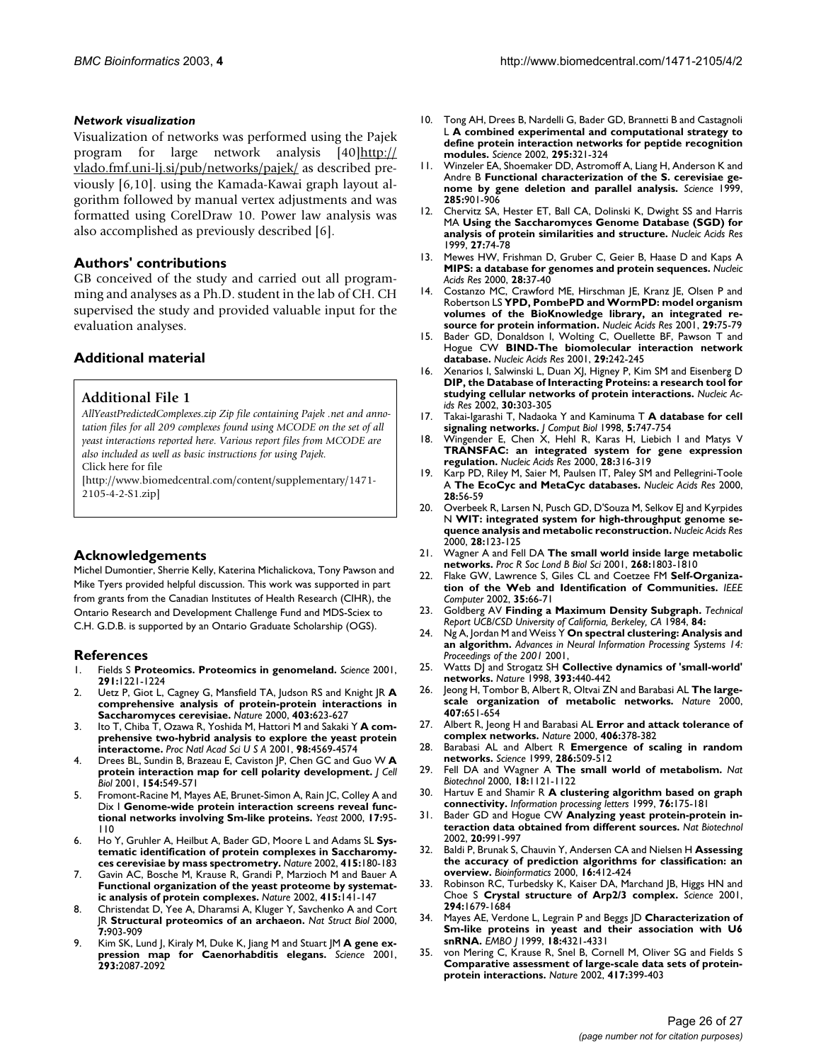### *Network visualization*

Visualization of networks was performed using the Pajek program for large network analysis [40]http://vlado.fmf.uni-lj.si/pub/networks/pajek/ as described previously [6,10]. using the Kamada-Kawai graph layout algorithm followed by manual vertex adjustments and was formatted using CorelDraw 10. Power law analysis was also accomplished as previously described [6].

## Authors' contributions

GB conceived of the study and carried out all programming and analyses as a Ph.D. student in the lab of CH. CH supervised the study and provided valuable input for the evaluation analyses.

## Additional material

### Additional File 1

*AllYeastPredictedComplexes.zip Zip file containing Pajek .net and annotation files for all 209 complexes found using MCODE on the set of all yeast interactions reported here. Various report files from MCODE are also included as well as basic instructions for using Pajek.*
Click here for file
[http://www.biomedcentral.com/content/supplementary/1471-2105-4-2-S1.zip]

## Acknowledgements

Michel Dumontier, Sherrie Kelly, Katerina Michalickova, Tony Pawson and Mike Tyers provided helpful discussion. This work was supported in part from grants from the Canadian Institutes of Health Research (CIHR), the Ontario Research and Development Challenge Fund and MDS-Sciex to C.H. G.D.B. is supported by an Ontario Graduate Scholarship (OGS).

## References

1. Fields S **Proteomics. Proteomics in genomeland.** *Science* 2001, **291:**1221-1224
2. Uetz P, Giot L, Cagney G, Mansfield TA, Judson RS and Knight JR **A comprehensive analysis of protein-protein interactions in Saccharomyces cerevisiae.** *Nature* 2000, **403:**623-627
3. Ito T, Chiba T, Ozawa R, Yoshida M, Hattori M and Sakaki Y **A comprehensive two-hybrid analysis to explore the yeast protein interactome.** *Proc Natl Acad Sci U S A* 2001, **98:**4569-4574
4. Drees BL, Sundin B, Brazeau E, Caviston JP, Chen GC and Guo W **A protein interaction map for cell polarity development.** *J Cell Biol* 2001, **154:**549-571
5. Fromont-Racine M, Mayes AE, Brunet-Simon A, Rain JC, Colley A and Dix I **Genome-wide protein interaction screens reveal functional networks involving Sm-like proteins.** *Yeast* 2000, **17:**95-110
6. Ho Y, Gruhler A, Heilbut A, Bader GD, Moore L and Adams SL **Systematic identification of protein complexes in Saccharomyces cerevisiae by mass spectrometry.** *Nature* 2002, **415:**180-183
7. Gavin AC, Bosche M, Krause R, Grandi P, Marzioch M and Bauer A **Functional organization of the yeast proteome by systematic analysis of protein complexes.** *Nature* 2002, **415:**141-147
8. Christendat D, Yee A, Dharamsi A, Kluger Y, Savchenko A and Cort JR **Structural proteomics of an archaeon.** *Nat Struct Biol* 2000, **7:**903-909
9. Kim SK, Lund J, Kiraly M, Duke K, Jiang M and Stuart JM **A gene expression map for Caenorhabditis elegans.** *Science* 2001, **293:**2087-2092
10. Tong AH, Drees B, Nardelli G, Bader GD, Brannetti B and Castagnoli L **A combined experimental and computational strategy to define protein interaction networks for peptide recognition modules.** *Science* 2002, **295:**321-324
11. Winzeler EA, Shoemaker DD, Astromoff A, Liang H, Anderson K and Andre B **Functional characterization of the S. cerevisiae genome by gene deletion and parallel analysis.** *Science* 1999, **285:**901-906
12. Chervitz SA, Hester ET, Ball CA, Dolinski K, Dwight SS and Harris MA **Using the Saccharomyces Genome Database (SGD) for analysis of protein similarities and structure.** *Nucleic Acids Res* 1999, **27:**74-78
13. Mewes HW, Frishman D, Gruber C, Geier B, Haase D and Kaps A **MIPS: a database for genomes and protein sequences.** *Nucleic Acids Res* 2000, **28:**37-40
14. Costanzo MC, Crawford ME, Hirschman JE, Kranz JE, Olsen P and Robertson LS **YPD, PombePD and WormPD: model organism volumes of the BioKnowledge library, an integrated resource for protein information.** *Nucleic Acids Res* 2001, **29:**75-79
15. Bader GD, Donaldson I, Wolting C, Ouellette BF, Pawson T and Hogue CW **BIND-The biomolecular interaction network database.** *Nucleic Acids Res* 2001, **29:**242-245
16. Xenarios I, Salwinski L, Duan XJ, Higney P, Kim SM and Eisenberg D **DIP, the Database of Interacting Proteins: a research tool for studying cellular networks of protein interactions.** *Nucleic Acids Res* 2002, **30:**303-305
17. Takai-Igarashi T, Nadaoka Y and Kaminuma T **A database for cell signaling networks.** *J Comput Biol* 1998, **5:**747-754
18. Wingender E, Chen X, Hehl R, Karas H, Liebich I and Matys V **TRANSFAC: an integrated system for gene expression regulation.** *Nucleic Acids Res* 2000, **28:**316-319
19. Karp PD, Riley M, Saier M, Paulsen IT, Paley SM and Pellegrini-Toole A **The EcoCyc and MetaCyc databases.** *Nucleic Acids Res* 2000, **28:**56-59
20. Overbeek R, Larsen N, Pusch GD, D'Souza M, Selkov EJ and Kyrpides N **WIT: integrated system for high-throughput genome sequence analysis and metabolic reconstruction.** *Nucleic Acids Res* 2000, **28:**123-125
21. Wagner A and Fell DA **The small world inside large metabolic networks.** *Proc R Soc Lond B Biol Sci* 2001, **268:**1803-1810
22. Flake GW, Lawrence S, Giles CL and Coetzee FM **Self-Organization of the Web and Identification of Communities.** *IEEE Computer* 2002, **35:**66-71
23. Goldberg AV **Finding a Maximum Density Subgraph.** *Technical Report UCB/CSD University of California, Berkeley, CA* 1984, **84:**
24. Ng A, Jordan M and Weiss Y **On spectral clustering: Analysis and an algorithm.** *Advances in Neural Information Processing Systems 14: Proceedings of the 2001* 2001,
25. Watts DJ and Strogatz SH **Collective dynamics of 'small-world' networks.** *Nature* 1998, **393:**440-442
26. Jeong H, Tombor B, Albert R, Oltvai ZN and Barabasi AL **The large-scale organization of metabolic networks.** *Nature* 2000, **407:**651-654
27. Albert R, Jeong H and Barabasi AL **Error and attack tolerance of complex networks.** *Nature* 2000, **406:**378-382
28. Barabasi AL and Albert R **Emergence of scaling in random networks.** *Science* 1999, **286:**509-512
29. Fell DA and Wagner A **The small world of metabolism.** *Nat Biotechnol* 2000, **18:**1121-1122
30. Hartuv E and Shamir R **A clustering algorithm based on graph connectivity.** *Information processing letters* 1999, **76:**175-181
31. Bader GD and Hogue CW **Analyzing yeast protein-protein interaction data obtained from different sources.** *Nat Biotechnol* 2002, **20:**991-997
32. Baldi P, Brunak S, Chauvin Y, Andersen CA and Nielsen H **Assessing the accuracy of prediction algorithms for classification: an overview.** *Bioinformatics* 2000, **16:**412-424
33. Robinson RC, Turbedsky K, Kaiser DA, Marchand JB, Higgs HN and Choe S **Crystal structure of Arp2/3 complex.** *Science* 2001, **294:**1679-1684
34. Mayes AE, Verdone L, Legrain P and Beggs JD **Characterization of Sm-like proteins in yeast and their association with U6 snRNA.** *EMBO J* 1999, **18:**4321-4331
35. von Mering C, Krause R, Snel B, Cornell M, Oliver SG and Fields S **Comparative assessment of large-scale data sets of protein-protein interactions.** *Nature* 2002, **417:**399-403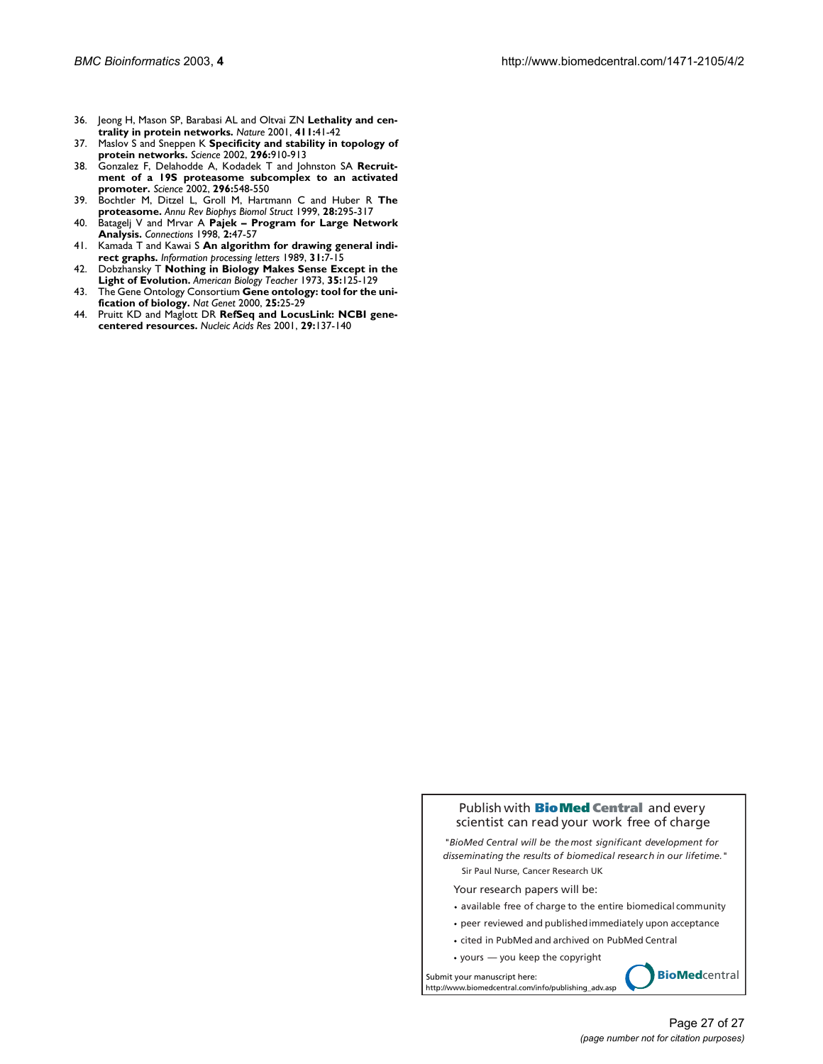36. Jeong H, Mason SP, Barabasi AL and Oltvai ZN **Lethality and centrality in protein networks.** *Nature* 2001, **411:**41-42
37. Maslov S and Sneppen K **Specificity and stability in topology of protein networks.** *Science* 2002, **296:**910-913
38. Gonzalez F, Delahodde A, Kodadek T and Johnston SA **Recruitment of a 19S proteasome subcomplex to an activated promoter.** *Science* 2002, **296:**548-550
39. Bochtler M, Ditzel L, Groll M, Hartmann C and Huber R **The proteasome.** *Annu Rev Biophys Biomol Struct* 1999, **28:**295-317
40. Batagelj V and Mrvar A **Pajek – Program for Large Network Analysis.** *Connections* 1998, **2:**47-57
41. Kamada T and Kawai S **An algorithm for drawing general indirect graphs.** *Information processing letters* 1989, **31:**7-15
42. Dobzhansky T **Nothing in Biology Makes Sense Except in the Light of Evolution.** *American Biology Teacher* 1973, **35:**125-129
43. The Gene Ontology Consortium **Gene ontology: tool for the unification of biology.** *Nat Genet* 2000, **25:**25-29
44. Pruitt KD and Maglott DR **RefSeq and LocusLink: NCBI gene-centered resources.** *Nucleic Acids Res* 2001, **29:**137-140

Publish with **BioMed Central** and every scientist can read your work free of charge

*"BioMed Central will be the most significant development for disseminating the results of biomedical research in our lifetime."*

Sir Paul Nurse, Cancer Research UK

Your research papers will be:

- available free of charge to the entire biomedical community
- peer reviewed and published immediately upon acceptance
- cited in PubMed and archived on PubMed Central
- yours — you keep the copyright

Submit your manuscript here:
http://www.biomedcentral.com/info/publishing_adv.asp

**BioMed**central